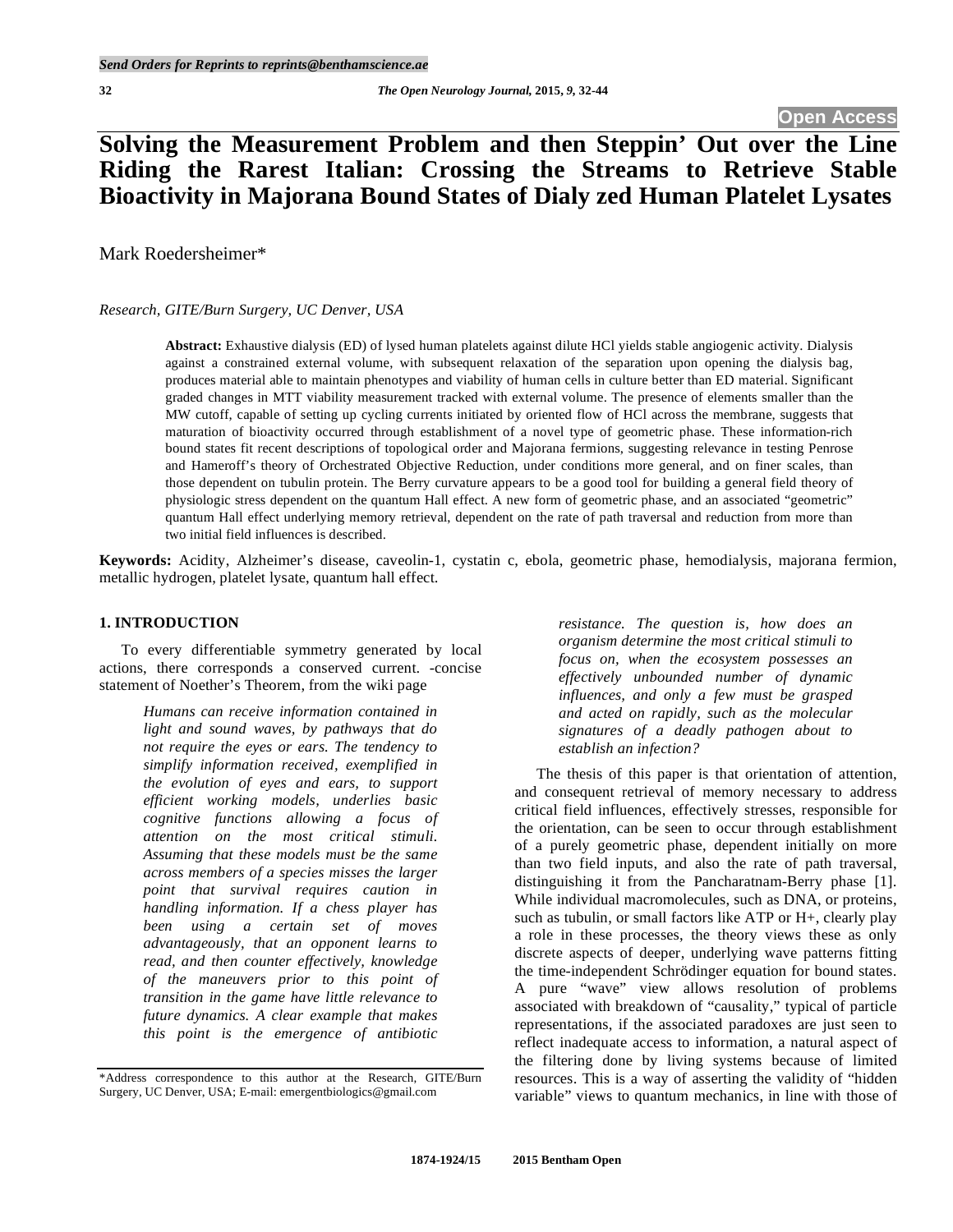Send Orders for Reprints to reprints@benthamscience.ae

Open Access

# Solving the Measurement Problem and then Steppin' Out over the Line Riding the Rarest Italian: Crossing the Streams to Retrieve Stable Bioactivity in Majorana Bound States of Dialy zed Human Platelet Lysates

Mark Roedersheimer*

*Research, GITE/Burn Surgery, UC Denver, USA*

**Abstract:** Exhaustive dialysis (ED) of lysed human platelets against dilute HCl yields stable angiogenic activity. Dialysis against a constrained external volume, with subsequent relaxation of the separation upon opening the dialysis bag, produces material able to maintain phenotypes and viability of human cells in culture better than ED material. Significant graded changes in MTT viability measurement tracked with external volume. The presence of elements smaller than the MW cutoff, capable of setting up cycling currents initiated by oriented flow of HCl across the membrane, suggests that maturation of bioactivity occurred through establishment of a novel type of geometric phase. These information-rich bound states fit recent descriptions of topological order and Majorana fermions, suggesting relevance in testing Penrose and Hameroff's theory of Orchestrated Objective Reduction, under conditions more general, and on finer scales, than those dependent on tubulin protein. The Berry curvature appears to be a good tool for building a general field theory of physiologic stress dependent on the quantum Hall effect. A new form of geometric phase, and an associated "geometric" quantum Hall effect underlying memory retrieval, dependent on the rate of path traversal and reduction from more than two initial field influences is described.

**Keywords:** Acidity, Alzheimer's disease, caveolin-1, cystatin c, ebola, geometric phase, hemodialysis, majorana fermion, metallic hydrogen, platelet lysate, quantum hall effect.

## 1. INTRODUCTION

To every differentiable symmetry generated by local actions, there corresponds a conserved current. -concise statement of Noether's Theorem, from the wiki page

> *Humans can receive information contained in light and sound waves, by pathways that do not require the eyes or ears. The tendency to simplify information received, exemplified in the evolution of eyes and ears, to support efficient working models, underlies basic cognitive functions allowing a focus of attention on the most critical stimuli. Assuming that these models must be the same across members of a species misses the larger point that survival requires caution in handling information. If a chess player has been using a certain set of moves advantageously, that an opponent learns to read, and then counter effectively, knowledge of the maneuvers prior to this point of transition in the game have little relevance to future dynamics. A clear example that makes this point is the emergence of antibiotic resistance. The question is, how does an organism determine the most critical stimuli to focus on, when the ecosystem possesses an effectively unbounded number of dynamic influences, and only a few must be grasped and acted on rapidly, such as the molecular signatures of a deadly pathogen about to establish an infection?*

The thesis of this paper is that orientation of attention, and consequent retrieval of memory necessary to address critical field influences, effectively stresses, responsible for the orientation, can be seen to occur through establishment of a purely geometric phase, dependent initially on more than two field inputs, and also the rate of path traversal, distinguishing it from the Pancharatnam-Berry phase [1]. While individual macromolecules, such as DNA, or proteins, such as tubulin, or small factors like ATP or H+, clearly play a role in these processes, the theory views these as only discrete aspects of deeper, underlying wave patterns fitting the time-independent Schrödinger equation for bound states. A pure "wave" view allows resolution of problems associated with breakdown of "causality," typical of particle representations, if the associated paradoxes are just seen to reflect inadequate access to information, a natural aspect of the filtering done by living systems because of limited resources. This is a way of asserting the validity of "hidden variable" views to quantum mechanics, in line with those of

*Address correspondence to this author at the Research, GITE/Burn Surgery, UC Denver, USA; E-mail: emergentbiologics@gmail.com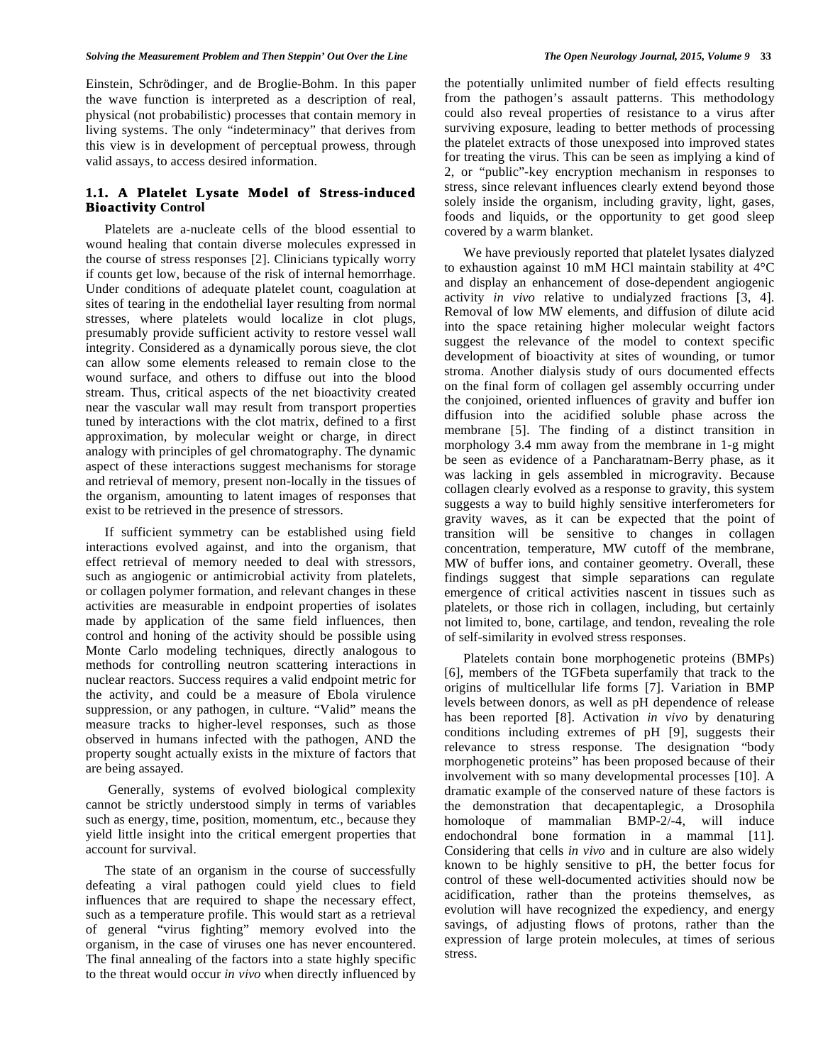Einstein, Schrödinger, and de Broglie-Bohm. In this paper the wave function is interpreted as a description of real, physical (not probabilistic) processes that contain memory in living systems. The only "indeterminacy" that derives from this view is in development of perceptual prowess, through valid assays, to access desired information.

### 1.1. A Platelet Lysate Model of Stress-induced Bioactivity Control

Platelets are a-nucleate cells of the blood essential to wound healing that contain diverse molecules expressed in the course of stress responses [2]. Clinicians typically worry if counts get low, because of the risk of internal hemorrhage. Under conditions of adequate platelet count, coagulation at sites of tearing in the endothelial layer resulting from normal stresses, where platelets would localize in clot plugs, presumably provide sufficient activity to restore vessel wall integrity. Considered as a dynamically porous sieve, the clot can allow some elements released to remain close to the wound surface, and others to diffuse out into the blood stream. Thus, critical aspects of the net bioactivity created near the vascular wall may result from transport properties tuned by interactions with the clot matrix, defined to a first approximation, by molecular weight or charge, in direct analogy with principles of gel chromatography. The dynamic aspect of these interactions suggest mechanisms for storage and retrieval of memory, present non-locally in the tissues of the organism, amounting to latent images of responses that exist to be retrieved in the presence of stressors.

If sufficient symmetry can be established using field interactions evolved against, and into the organism, that effect retrieval of memory needed to deal with stressors, such as angiogenic or antimicrobial activity from platelets, or collagen polymer formation, and relevant changes in these activities are measurable in endpoint properties of isolates made by application of the same field influences, then control and honing of the activity should be possible using Monte Carlo modeling techniques, directly analogous to methods for controlling neutron scattering interactions in nuclear reactors. Success requires a valid endpoint metric for the activity, and could be a measure of Ebola virulence suppression, or any pathogen, in culture. "Valid" means the measure tracks to higher-level responses, such as those observed in humans infected with the pathogen, AND the property sought actually exists in the mixture of factors that are being assayed.

Generally, systems of evolved biological complexity cannot be strictly understood simply in terms of variables such as energy, time, position, momentum, etc., because they yield little insight into the critical emergent properties that account for survival.

The state of an organism in the course of successfully defeating a viral pathogen could yield clues to field influences that are required to shape the necessary effect, such as a temperature profile. This would start as a retrieval of general "virus fighting" memory evolved into the organism, in the case of viruses one has never encountered. The final annealing of the factors into a state highly specific to the threat would occur *in vivo* when directly influenced by the potentially unlimited number of field effects resulting from the pathogen's assault patterns. This methodology could also reveal properties of resistance to a virus after surviving exposure, leading to better methods of processing the platelet extracts of those unexposed into improved states for treating the virus. This can be seen as implying a kind of 2, or "public"-key encryption mechanism in responses to stress, since relevant influences clearly extend beyond those solely inside the organism, including gravity, light, gases, foods and liquids, or the opportunity to get good sleep covered by a warm blanket.

We have previously reported that platelet lysates dialyzed to exhaustion against 10 mM HCl maintain stability at 4°C and display an enhancement of dose-dependent angiogenic activity *in vivo* relative to undialyzed fractions [3, 4]. Removal of low MW elements, and diffusion of dilute acid into the space retaining higher molecular weight factors suggest the relevance of the model to context specific development of bioactivity at sites of wounding, or tumor stroma. Another dialysis study of ours documented effects on the final form of collagen gel assembly occurring under the conjoined, oriented influences of gravity and buffer ion diffusion into the acidified soluble phase across the membrane [5]. The finding of a distinct transition in morphology 3.4 mm away from the membrane in 1-g might be seen as evidence of a Pancharatnam-Berry phase, as it was lacking in gels assembled in microgravity. Because collagen clearly evolved as a response to gravity, this system suggests a way to build highly sensitive interferometers for gravity waves, as it can be expected that the point of transition will be sensitive to changes in collagen concentration, temperature, MW cutoff of the membrane, MW of buffer ions, and container geometry. Overall, these findings suggest that simple separations can regulate emergence of critical activities nascent in tissues such as platelets, or those rich in collagen, including, but certainly not limited to, bone, cartilage, and tendon, revealing the role of self-similarity in evolved stress responses.

Platelets contain bone morphogenetic proteins (BMPs) [6], members of the TGFbeta superfamily that track to the origins of multicellular life forms [7]. Variation in BMP levels between donors, as well as pH dependence of release has been reported [8]. Activation *in vivo* by denaturing conditions including extremes of pH [9], suggests their relevance to stress response. The designation "body morphogenetic proteins" has been proposed because of their involvement with so many developmental processes [10]. A dramatic example of the conserved nature of these factors is the demonstration that decapentaplegic, a Drosophila homoloque of mammalian BMP-2/-4, will induce endochondral bone formation in a mammal [11]. Considering that cells *in vivo* and in culture are also widely known to be highly sensitive to pH, the better focus for control of these well-documented activities should now be acidification, rather than the proteins themselves, as evolution will have recognized the expediency, and energy savings, of adjusting flows of protons, rather than the expression of large protein molecules, at times of serious stress.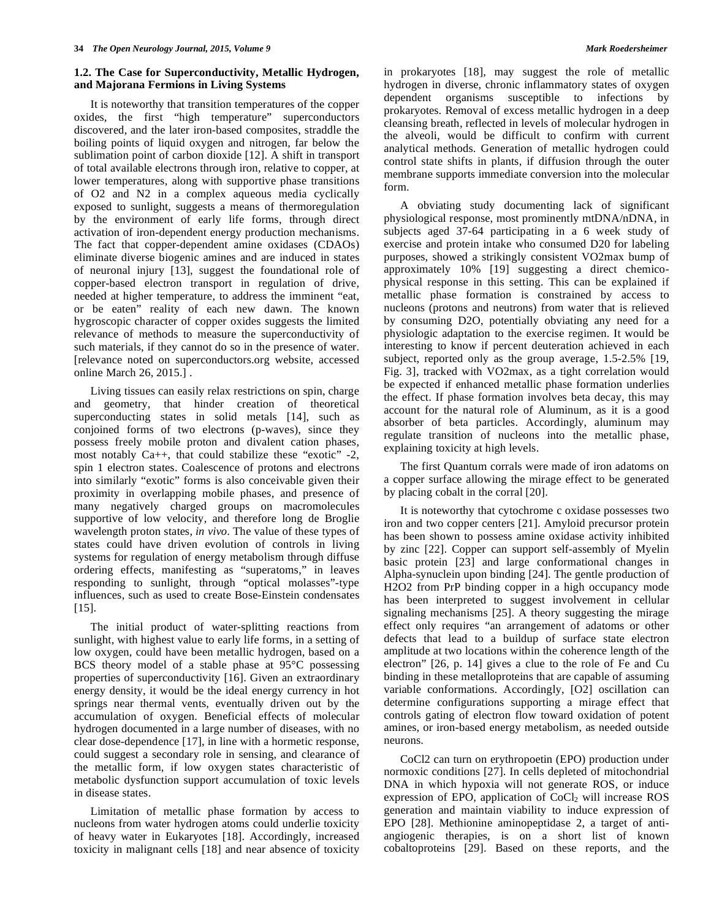### 1.2. The Case for Superconductivity, Metallic Hydrogen, and Majorana Fermions in Living Systems

It is noteworthy that transition temperatures of the copper oxides, the first "high temperature" superconductors discovered, and the later iron-based composites, straddle the boiling points of liquid oxygen and nitrogen, far below the sublimation point of carbon dioxide [12]. A shift in transport of total available electrons through iron, relative to copper, at lower temperatures, along with supportive phase transitions of O2 and N2 in a complex aqueous media cyclically exposed to sunlight, suggests a means of thermoregulation by the environment of early life forms, through direct activation of iron-dependent energy production mechanisms. The fact that copper-dependent amine oxidases (CDAOs) eliminate diverse biogenic amines and are induced in states of neuronal injury [13], suggest the foundational role of copper-based electron transport in regulation of drive, needed at higher temperature, to address the imminent "eat, or be eaten" reality of each new dawn. The known hygroscopic character of copper oxides suggests the limited relevance of methods to measure the superconductivity of such materials, if they cannot do so in the presence of water. [relevance noted on superconductors.org website, accessed online March 26, 2015.] .

Living tissues can easily relax restrictions on spin, charge and geometry, that hinder creation of theoretical superconducting states in solid metals [14], such as conjoined forms of two electrons (p-waves), since they possess freely mobile proton and divalent cation phases, most notably Ca++, that could stabilize these "exotic" -2, spin 1 electron states. Coalescence of protons and electrons into similarly "exotic" forms is also conceivable given their proximity in overlapping mobile phases, and presence of many negatively charged groups on macromolecules supportive of low velocity, and therefore long de Broglie wavelength proton states, *in vivo*. The value of these types of states could have driven evolution of controls in living systems for regulation of energy metabolism through diffuse ordering effects, manifesting as "superatoms," in leaves responding to sunlight, through "optical molasses"-type influences, such as used to create Bose-Einstein condensates [15].

The initial product of water-splitting reactions from sunlight, with highest value to early life forms, in a setting of low oxygen, could have been metallic hydrogen, based on a BCS theory model of a stable phase at 95°C possessing properties of superconductivity [16]. Given an extraordinary energy density, it would be the ideal energy currency in hot springs near thermal vents, eventually driven out by the accumulation of oxygen. Beneficial effects of molecular hydrogen documented in a large number of diseases, with no clear dose-dependence [17], in line with a hormetic response, could suggest a secondary role in sensing, and clearance of the metallic form, if low oxygen states characteristic of metabolic dysfunction support accumulation of toxic levels in disease states.

Limitation of metallic phase formation by access to nucleons from water hydrogen atoms could underlie toxicity of heavy water in Eukaryotes [18]. Accordingly, increased toxicity in malignant cells [18] and near absence of toxicity in prokaryotes [18], may suggest the role of metallic hydrogen in diverse, chronic inflammatory states of oxygen dependent organisms susceptible to infections by prokaryotes. Removal of excess metallic hydrogen in a deep cleansing breath, reflected in levels of molecular hydrogen in the alveoli, would be difficult to confirm with current analytical methods. Generation of metallic hydrogen could control state shifts in plants, if diffusion through the outer membrane supports immediate conversion into the molecular form.

A obviating study documenting lack of significant physiological response, most prominently mtDNA/nDNA, in subjects aged 37-64 participating in a 6 week study of exercise and protein intake who consumed D20 for labeling purposes, showed a strikingly consistent VO2max bump of approximately 10% [19] suggesting a direct chemico-physical response in this setting. This can be explained if metallic phase formation is constrained by access to nucleons (protons and neutrons) from water that is relieved by consuming D2O, potentially obviating any need for a physiologic adaptation to the exercise regimen. It would be interesting to know if percent deuteration achieved in each subject, reported only as the group average, 1.5-2.5% [19, Fig. 3], tracked with VO2max, as a tight correlation would be expected if enhanced metallic phase formation underlies the effect. If phase formation involves beta decay, this may account for the natural role of Aluminum, as it is a good absorber of beta particles. Accordingly, aluminum may regulate transition of nucleons into the metallic phase, explaining toxicity at high levels.

The first Quantum corrals were made of iron adatoms on a copper surface allowing the mirage effect to be generated by placing cobalt in the corral [20].

It is noteworthy that cytochrome c oxidase possesses two iron and two copper centers [21]. Amyloid precursor protein has been shown to possess amine oxidase activity inhibited by zinc [22]. Copper can support self-assembly of Myelin basic protein [23] and large conformational changes in Alpha-synuclein upon binding [24]. The gentle production of H2O2 from PrP binding copper in a high occupancy mode has been interpreted to suggest involvement in cellular signaling mechanisms [25]. A theory suggesting the mirage effect only requires "an arrangement of adatoms or other defects that lead to a buildup of surface state electron amplitude at two locations within the coherence length of the electron" [26, p. 14] gives a clue to the role of Fe and Cu binding in these metalloproteins that are capable of assuming variable conformations. Accordingly, [O2] oscillation can determine configurations supporting a mirage effect that controls gating of electron flow toward oxidation of potent amines, or iron-based energy metabolism, as needed outside neurons.

CoCl2 can turn on erythropoetin (EPO) production under normoxic conditions [27]. In cells depleted of mitochondrial DNA in which hypoxia will not generate ROS, or induce expression of EPO, application of $CoCl_2$ will increase ROS generation and maintain viability to induce expression of EPO [28]. Methionine aminopeptidase 2, a target of anti-angiogenic therapies, is on a short list of known cobaltoproteins [29]. Based on these reports, and the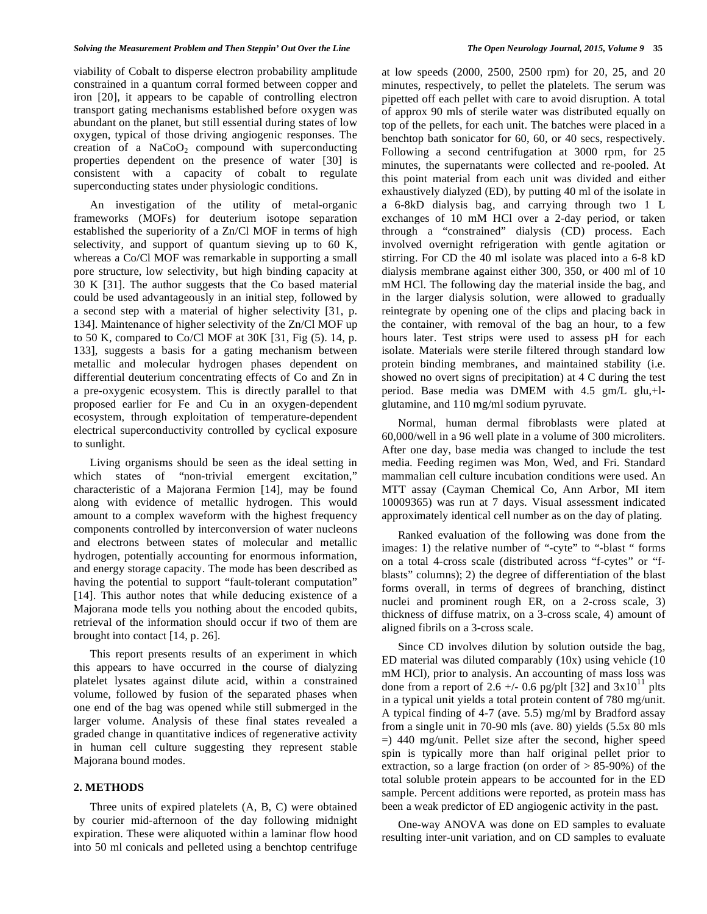viability of Cobalt to disperse electron probability amplitude constrained in a quantum corral formed between copper and iron [20], it appears to be capable of controlling electron transport gating mechanisms established before oxygen was abundant on the planet, but still essential during states of low oxygen, typical of those driving angiogenic responses. The creation of a $NaCoO_2$ compound with superconducting properties dependent on the presence of water [30] is consistent with a capacity of cobalt to regulate superconducting states under physiologic conditions.

An investigation of the utility of metal-organic frameworks (MOFs) for deuterium isotope separation established the superiority of a Zn/Cl MOF in terms of high selectivity, and support of quantum sieving up to 60 K, whereas a Co/Cl MOF was remarkable in supporting a small pore structure, low selectivity, but high binding capacity at 30 K [31]. The author suggests that the Co based material could be used advantageously in an initial step, followed by a second step with a material of higher selectivity [31, p. 134]. Maintenance of higher selectivity of the Zn/Cl MOF up to 50 K, compared to Co/Cl MOF at 30K [31, Fig (5). 14, p. 133], suggests a basis for a gating mechanism between metallic and molecular hydrogen phases dependent on differential deuterium concentrating effects of Co and Zn in a pre-oxygenic ecosystem. This is directly parallel to that proposed earlier for Fe and Cu in an oxygen-dependent ecosystem, through exploitation of temperature-dependent electrical superconductivity controlled by cyclical exposure to sunlight.

Living organisms should be seen as the ideal setting in which states of "non-trivial emergent excitation," characteristic of a Majorana Fermion [14], may be found along with evidence of metallic hydrogen. This would amount to a complex waveform with the highest frequency components controlled by interconversion of water nucleons and electrons between states of molecular and metallic hydrogen, potentially accounting for enormous information, and energy storage capacity. The mode has been described as having the potential to support "fault-tolerant computation" [14]. This author notes that while deducing existence of a Majorana mode tells you nothing about the encoded qubits, retrieval of the information should occur if two of them are brought into contact [14, p. 26].

This report presents results of an experiment in which this appears to have occurred in the course of dialyzing platelet lysates against dilute acid, within a constrained volume, followed by fusion of the separated phases when one end of the bag was opened while still submerged in the larger volume. Analysis of these final states revealed a graded change in quantitative indices of regenerative activity in human cell culture suggesting they represent stable Majorana bound modes.

## 2. METHODS

Three units of expired platelets (A, B, C) were obtained by courier mid-afternoon of the day following midnight expiration. These were aliquoted within a laminar flow hood into 50 ml conicals and pelleted using a benchtop centrifuge at low speeds (2000, 2500, 2500 rpm) for 20, 25, and 20 minutes, respectively, to pellet the platelets. The serum was pipetted off each pellet with care to avoid disruption. A total of approx 90 mls of sterile water was distributed equally on top of the pellets, for each unit. The batches were placed in a benchtop bath sonicator for 60, 60, or 40 secs, respectively. Following a second centrifugation at 3000 rpm, for 25 minutes, the supernatants were collected and re-pooled. At this point material from each unit was divided and either exhaustively dialyzed (ED), by putting 40 ml of the isolate in a 6-8kD dialysis bag, and carrying through two 1 L exchanges of 10 mM HCl over a 2-day period, or taken through a "constrained" dialysis (CD) process. Each involved overnight refrigeration with gentle agitation or stirring. For CD the 40 ml isolate was placed into a 6-8 kD dialysis membrane against either 300, 350, or 400 ml of 10 mM HCl. The following day the material inside the bag, and in the larger dialysis solution, were allowed to gradually reintegrate by opening one of the clips and placing back in the container, with removal of the bag an hour, to a few hours later. Test strips were used to assess pH for each isolate. Materials were sterile filtered through standard low protein binding membranes, and maintained stability (i.e. showed no overt signs of precipitation) at 4 C during the test period. Base media was DMEM with 4.5 gm/L glu,+l-glutamine, and 110 mg/ml sodium pyruvate.

Normal, human dermal fibroblasts were plated at 60,000/well in a 96 well plate in a volume of 300 microliters. After one day, base media was changed to include the test media. Feeding regimen was Mon, Wed, and Fri. Standard mammalian cell culture incubation conditions were used. An MTT assay (Cayman Chemical Co, Ann Arbor, MI item 10009365) was run at 7 days. Visual assessment indicated approximately identical cell number as on the day of plating.

Ranked evaluation of the following was done from the images: 1) the relative number of "-cyte" to "-blast " forms on a total 4-cross scale (distributed across "f-cytes" or "f-blasts" columns); 2) the degree of differentiation of the blast forms overall, in terms of degrees of branching, distinct nuclei and prominent rough ER, on a 2-cross scale, 3) thickness of diffuse matrix, on a 3-cross scale, 4) amount of aligned fibrils on a 3-cross scale.

Since CD involves dilution by solution outside the bag, ED material was diluted comparably (10x) using vehicle (10 mM HCl), prior to analysis. An accounting of mass loss was done from a report of 2.6 +/- 0.6 pg/plt [32] and $3x10^{11}$ plts in a typical unit yields a total protein content of 780 mg/unit. A typical finding of 4-7 (ave. 5.5) mg/ml by Bradford assay from a single unit in 70-90 mls (ave. 80) yields (5.5x 80 mls =) 440 mg/unit. Pellet size after the second, higher speed spin is typically more than half original pellet prior to extraction, so a large fraction (on order of > 85-90%) of the total soluble protein appears to be accounted for in the ED sample. Percent additions were reported, as protein mass has been a weak predictor of ED angiogenic activity in the past.

One-way ANOVA was done on ED samples to evaluate resulting inter-unit variation, and on CD samples to evaluate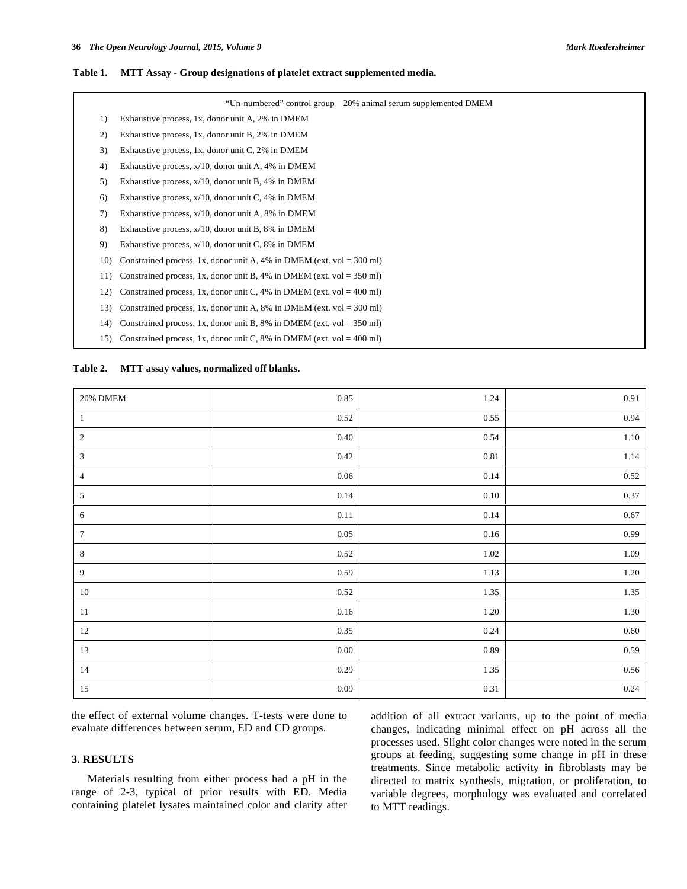**Table 1. MTT Assay - Group designations of platelet extract supplemented media.**

| |
|---|
| "Un-numbered" control group – 20% animal serum supplemented DMEM |
| 1) Exhaustive process, 1x, donor unit A, 2% in DMEM |
| 2) Exhaustive process, 1x, donor unit B, 2% in DMEM |
| 3) Exhaustive process, 1x, donor unit C, 2% in DMEM |
| 4) Exhaustive process, x/10, donor unit A, 4% in DMEM |
| 5) Exhaustive process, x/10, donor unit B, 4% in DMEM |
| 6) Exhaustive process, x/10, donor unit C, 4% in DMEM |
| 7) Exhaustive process, x/10, donor unit A, 8% in DMEM |
| 8) Exhaustive process, x/10, donor unit B, 8% in DMEM |
| 9) Exhaustive process, x/10, donor unit C, 8% in DMEM |
| 10) Constrained process, 1x, donor unit A, 4% in DMEM (ext. vol = 300 ml) |
| 11) Constrained process, 1x, donor unit B, 4% in DMEM (ext. vol = 350 ml) |
| 12) Constrained process, 1x, donor unit C, 4% in DMEM (ext. vol = 400 ml) |
| 13) Constrained process, 1x, donor unit A, 8% in DMEM (ext. vol = 300 ml) |
| 14) Constrained process, 1x, donor unit B, 8% in DMEM (ext. vol = 350 ml) |
| 15) Constrained process, 1x, donor unit C, 8% in DMEM (ext. vol = 400 ml) |

**Table 2. MTT assay values, normalized off blanks.**

| | | | |
|---|---|---|---|
| 20% DMEM | 0.85 | 1.24 | 0.91 |
| 1 | 0.52 | 0.55 | 0.94 |
| 2 | 0.40 | 0.54 | 1.10 |
| 3 | 0.42 | 0.81 | 1.14 |
| 4 | 0.06 | 0.14 | 0.52 |
| 5 | 0.14 | 0.10 | 0.37 |
| 6 | 0.11 | 0.14 | 0.67 |
| 7 | 0.05 | 0.16 | 0.99 |
| 8 | 0.52 | 1.02 | 1.09 |
| 9 | 0.59 | 1.13 | 1.20 |
| 10 | 0.52 | 1.35 | 1.35 |
| 11 | 0.16 | 1.20 | 1.30 |
| 12 | 0.35 | 0.24 | 0.60 |
| 13 | 0.00 | 0.89 | 0.59 |
| 14 | 0.29 | 1.35 | 0.56 |
| 15 | 0.09 | 0.31 | 0.24 |

the effect of external volume changes. T-tests were done to evaluate differences between serum, ED and CD groups.

## 3. RESULTS

Materials resulting from either process had a pH in the range of 2-3, typical of prior results with ED. Media containing platelet lysates maintained color and clarity after addition of all extract variants, up to the point of media changes, indicating minimal effect on pH across all the processes used. Slight color changes were noted in the serum groups at feeding, suggesting some change in pH in these treatments. Since metabolic activity in fibroblasts may be directed to matrix synthesis, migration, or proliferation, to variable degrees, morphology was evaluated and correlated to MTT readings.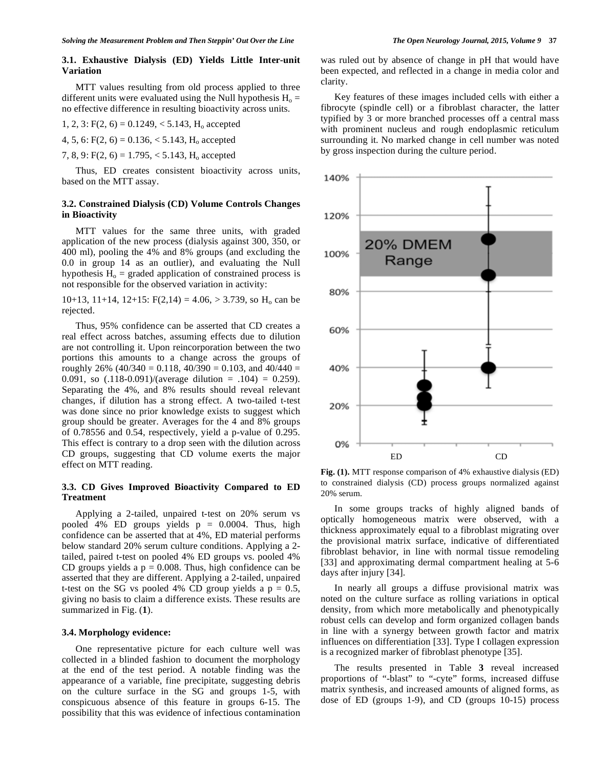### 3.1. Exhaustive Dialysis (ED) Yields Little Inter-unit Variation

MTT values resulting from old process applied to three different units were evaluated using the Null hypothesis $H_o$ = no effective difference in resulting bioactivity across units.

1, 2, 3: $F(2, 6) = 0.1249$, $< 5.143$, $H_o$ accepted

4, 5, 6: $F(2, 6) = 0.136$, $< 5.143$, $H_o$ accepted

7, 8, 9: $F(2, 6) = 1.795$, $< 5.143$, $H_o$ accepted

Thus, ED creates consistent bioactivity across units, based on the MTT assay.

### 3.2. Constrained Dialysis (CD) Volume Controls Changes in Bioactivity

MTT values for the same three units, with graded application of the new process (dialysis against 300, 350, or 400 ml), pooling the 4% and 8% groups (and excluding the 0.0 in group 14 as an outlier), and evaluating the Null hypothesis $H_o$ = graded application of constrained process is not responsible for the observed variation in activity:

10+13, 11+14, 12+15: $F(2,14) = 4.06$, $> 3.739$, so $H_o$ can be rejected.

Thus, 95% confidence can be asserted that CD creates a real effect across batches, assuming effects due to dilution are not controlling it. Upon reincorporation between the two portions this amounts to a change across the groups of roughly 26% (40/340 = 0.118, 40/390 = 0.103, and 40/440 = 0.091, so (.118-0.091)/(average dilution = .104) = 0.259). Separating the 4%, and 8% results should reveal relevant changes, if dilution has a strong effect. A two-tailed t-test was done since no prior knowledge exists to suggest which group should be greater. Averages for the 4 and 8% groups of 0.78556 and 0.54, respectively, yield a p-value of 0.295. This effect is contrary to a drop seen with the dilution across CD groups, suggesting that CD volume exerts the major effect on MTT reading.

### 3.3. CD Gives Improved Bioactivity Compared to ED Treatment

Applying a 2-tailed, unpaired t-test on 20% serum vs pooled 4% ED groups yields $p = 0.0004$. Thus, high confidence can be asserted that at 4%, ED material performs below standard 20% serum culture conditions. Applying a 2-tailed, paired t-test on pooled 4% ED groups vs. pooled 4% CD groups yields a $p = 0.008$. Thus, high confidence can be asserted that they are different. Applying a 2-tailed, unpaired t-test on the SG vs pooled 4% CD group yields a $p = 0.5$, giving no basis to claim a difference exists. These results are summarized in Fig. (**1**).

### 3.4. Morphology evidence:

One representative picture for each culture well was collected in a blinded fashion to document the morphology at the end of the test period. A notable finding was the appearance of a variable, fine precipitate, suggesting debris on the culture surface in the SG and groups 1-5, with conspicuous absence of this feature in groups 6-15. The possibility that this was evidence of infectious contamination was ruled out by absence of change in pH that would have been expected, and reflected in a change in media color and clarity.

Key features of these images included cells with either a fibrocyte (spindle cell) or a fibroblast character, the latter typified by 3 or more branched processes off a central mass with prominent nucleus and rough endoplasmic reticulum surrounding it. No marked change in cell number was noted by gross inspection during the culture period.

**Fig. (1).** MTT response comparison of 4% exhaustive dialysis (ED) to constrained dialysis (CD) process groups normalized against 20% serum.

In some groups tracks of highly aligned bands of optically homogeneous matrix were observed, with a thickness approximately equal to a fibroblast migrating over the provisional matrix surface, indicative of differentiated fibroblast behavior, in line with normal tissue remodeling [33] and approximating dermal compartment healing at 5-6 days after injury [34].

In nearly all groups a diffuse provisional matrix was noted on the culture surface as rolling variations in optical density, from which more metabolically and phenotypically robust cells can develop and form organized collagen bands in line with a synergy between growth factor and matrix influences on differentiation [33]. Type I collagen expression is a recognized marker of fibroblast phenotype [35].

The results presented in Table **3** reveal increased proportions of "-blast" to "-cyte" forms, increased diffuse matrix synthesis, and increased amounts of aligned forms, as dose of ED (groups 1-9), and CD (groups 10-15) process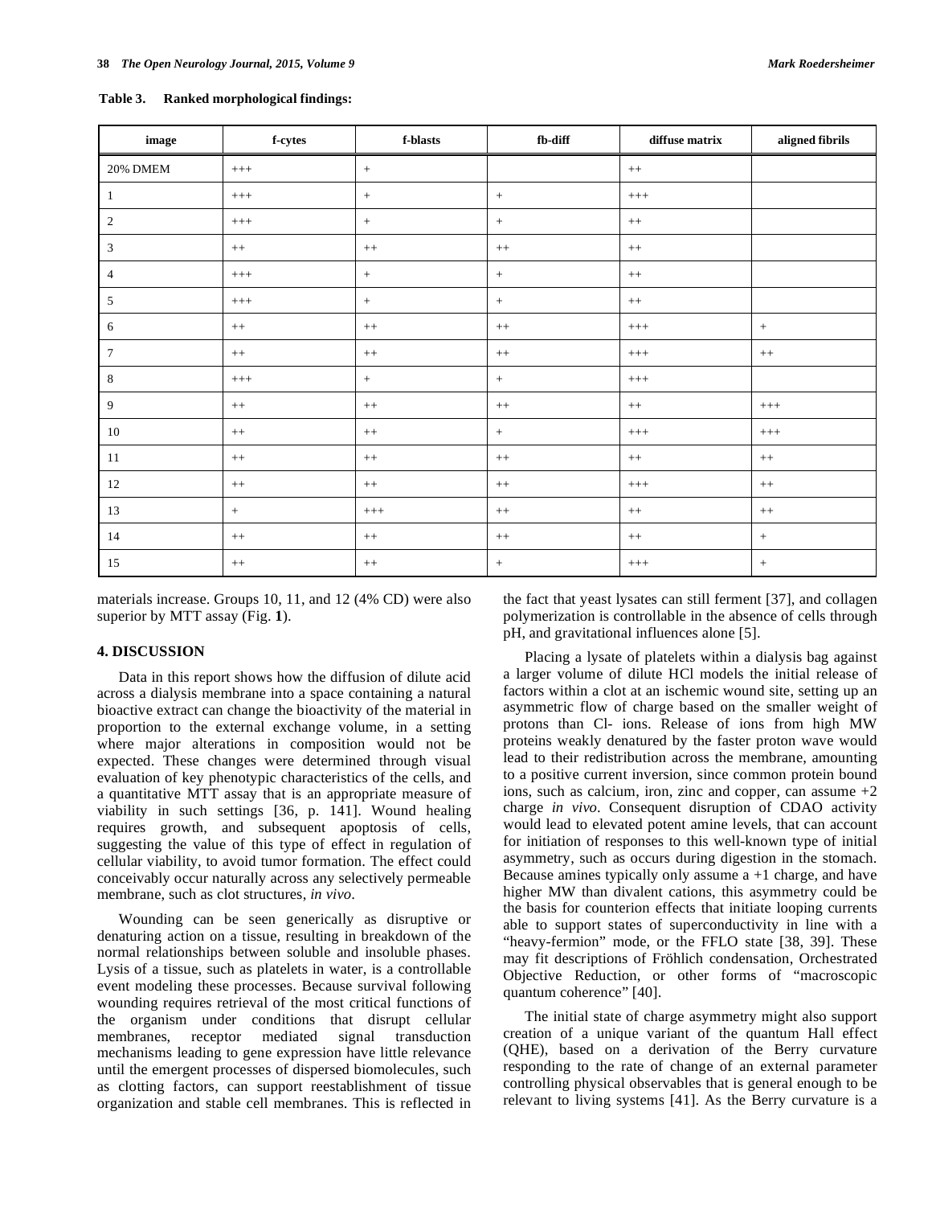**Table 3. Ranked morphological findings:**

| image | f-cytes | f-blasts | fb-diff | diffuse matrix | aligned fibrils |
|---|---|---|---|---|---|
| 20% DMEM | +++ | + | | ++ | |
| 1 | +++ | + | + | +++ | |
| 2 | +++ | + | + | ++ | |
| 3 | ++ | ++ | ++ | ++ | |
| 4 | +++ | + | + | ++ | |
| 5 | +++ | + | + | ++ | |
| 6 | ++ | ++ | ++ | +++ | + |
| 7 | ++ | ++ | ++ | +++ | ++ |
| 8 | +++ | + | + | +++ | |
| 9 | ++ | ++ | ++ | ++ | +++ |
| 10 | ++ | ++ | + | +++ | +++ |
| 11 | ++ | ++ | ++ | ++ | ++ |
| 12 | ++ | ++ | ++ | +++ | ++ |
| 13 | + | +++ | ++ | ++ | ++ |
| 14 | ++ | ++ | ++ | ++ | + |
| 15 | ++ | ++ | + | +++ | + |

materials increase. Groups 10, 11, and 12 (4% CD) were also superior by MTT assay (Fig. **1**).

## 4. DISCUSSION

Data in this report shows how the diffusion of dilute acid across a dialysis membrane into a space containing a natural bioactive extract can change the bioactivity of the material in proportion to the external exchange volume, in a setting where major alterations in composition would not be expected. These changes were determined through visual evaluation of key phenotypic characteristics of the cells, and a quantitative MTT assay that is an appropriate measure of viability in such settings [36, p. 141]. Wound healing requires growth, and subsequent apoptosis of cells, suggesting the value of this type of effect in regulation of cellular viability, to avoid tumor formation. The effect could conceivably occur naturally across any selectively permeable membrane, such as clot structures, *in vivo*.

Wounding can be seen generically as disruptive or denaturing action on a tissue, resulting in breakdown of the normal relationships between soluble and insoluble phases. Lysis of a tissue, such as platelets in water, is a controllable event modeling these processes. Because survival following wounding requires retrieval of the most critical functions of the organism under conditions that disrupt cellular membranes, receptor mediated signal transduction mechanisms leading to gene expression have little relevance until the emergent processes of dispersed biomolecules, such as clotting factors, can support reestablishment of tissue organization and stable cell membranes. This is reflected in the fact that yeast lysates can still ferment [37], and collagen polymerization is controllable in the absence of cells through pH, and gravitational influences alone [5].

Placing a lysate of platelets within a dialysis bag against a larger volume of dilute HCl models the initial release of factors within a clot at an ischemic wound site, setting up an asymmetric flow of charge based on the smaller weight of protons than Cl- ions. Release of ions from high MW proteins weakly denatured by the faster proton wave would lead to their redistribution across the membrane, amounting to a positive current inversion, since common protein bound ions, such as calcium, iron, zinc and copper, can assume +2 charge *in vivo*. Consequent disruption of CDAO activity would lead to elevated potent amine levels, that can account for initiation of responses to this well-known type of initial asymmetry, such as occurs during digestion in the stomach. Because amines typically only assume a +1 charge, and have higher MW than divalent cations, this asymmetry could be the basis for counterion effects that initiate looping currents able to support states of superconductivity in line with a "heavy-fermion" mode, or the FFLO state [38, 39]. These may fit descriptions of Fröhlich condensation, Orchestrated Objective Reduction, or other forms of "macroscopic quantum coherence" [40].

The initial state of charge asymmetry might also support creation of a unique variant of the quantum Hall effect (QHE), based on a derivation of the Berry curvature responding to the rate of change of an external parameter controlling physical observables that is general enough to be relevant to living systems [41]. As the Berry curvature is a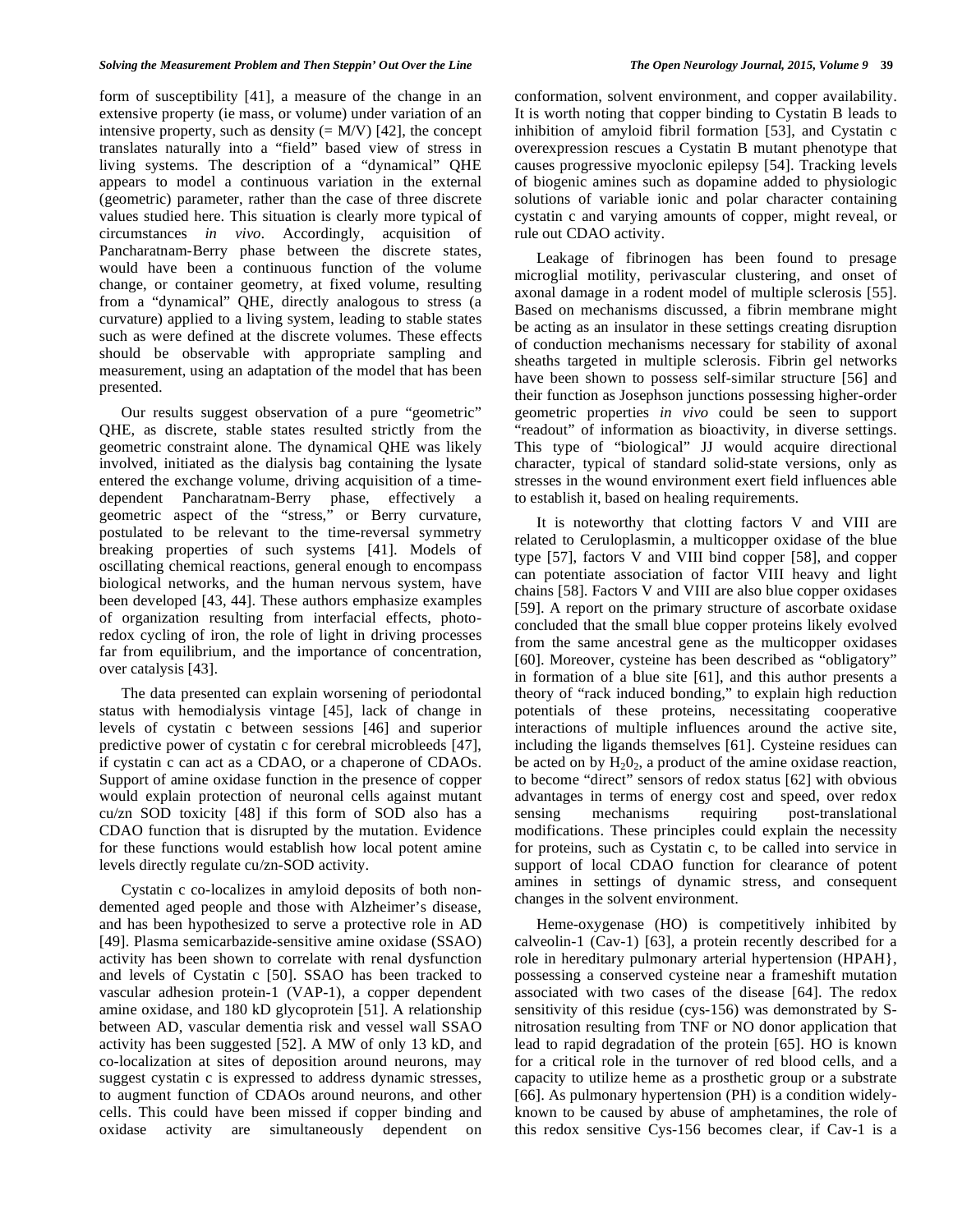form of susceptibility [41], a measure of the change in an extensive property (ie mass, or volume) under variation of an intensive property, such as density (= M/V) [42], the concept translates naturally into a "field" based view of stress in living systems. The description of a "dynamical" QHE appears to model a continuous variation in the external (geometric) parameter, rather than the case of three discrete values studied here. This situation is clearly more typical of circumstances *in vivo*. Accordingly, acquisition of Pancharatnam-Berry phase between the discrete states, would have been a continuous function of the volume change, or container geometry, at fixed volume, resulting from a "dynamical" QHE, directly analogous to stress (a curvature) applied to a living system, leading to stable states such as were defined at the discrete volumes. These effects should be observable with appropriate sampling and measurement, using an adaptation of the model that has been presented.

Our results suggest observation of a pure "geometric" QHE, as discrete, stable states resulted strictly from the geometric constraint alone. The dynamical QHE was likely involved, initiated as the dialysis bag containing the lysate entered the exchange volume, driving acquisition of a time-dependent Pancharatnam-Berry phase, effectively a geometric aspect of the "stress," or Berry curvature, postulated to be relevant to the time-reversal symmetry breaking properties of such systems [41]. Models of oscillating chemical reactions, general enough to encompass biological networks, and the human nervous system, have been developed [43, 44]. These authors emphasize examples of organization resulting from interfacial effects, photo-redox cycling of iron, the role of light in driving processes far from equilibrium, and the importance of concentration, over catalysis [43].

The data presented can explain worsening of periodontal status with hemodialysis vintage [45], lack of change in levels of cystatin c between sessions [46] and superior predictive power of cystatin c for cerebral microbleeds [47], if cystatin c can act as a CDAO, or a chaperone of CDAOs. Support of amine oxidase function in the presence of copper would explain protection of neuronal cells against mutant cu/zn SOD toxicity [48] if this form of SOD also has a CDAO function that is disrupted by the mutation. Evidence for these functions would establish how local potent amine levels directly regulate cu/zn-SOD activity.

Cystatin c co-localizes in amyloid deposits of both non-demented aged people and those with Alzheimer's disease, and has been hypothesized to serve a protective role in AD [49]. Plasma semicarbazide-sensitive amine oxidase (SSAO) activity has been shown to correlate with renal dysfunction and levels of Cystatin c [50]. SSAO has been tracked to vascular adhesion protein-1 (VAP-1), a copper dependent amine oxidase, and 180 kD glycoprotein [51]. A relationship between AD, vascular dementia risk and vessel wall SSAO activity has been suggested [52]. A MW of only 13 kD, and co-localization at sites of deposition around neurons, may suggest cystatin c is expressed to address dynamic stresses, to augment function of CDAOs around neurons, and other cells. This could have been missed if copper binding and oxidase activity are simultaneously dependent on conformation, solvent environment, and copper availability. It is worth noting that copper binding to Cystatin B leads to inhibition of amyloid fibril formation [53], and Cystatin c overexpression rescues a Cystatin B mutant phenotype that causes progressive myoclonic epilepsy [54]. Tracking levels of biogenic amines such as dopamine added to physiologic solutions of variable ionic and polar character containing cystatin c and varying amounts of copper, might reveal, or rule out CDAO activity.

Leakage of fibrinogen has been found to presage microglial motility, perivascular clustering, and onset of axonal damage in a rodent model of multiple sclerosis [55]. Based on mechanisms discussed, a fibrin membrane might be acting as an insulator in these settings creating disruption of conduction mechanisms necessary for stability of axonal sheaths targeted in multiple sclerosis. Fibrin gel networks have been shown to possess self-similar structure [56] and their function as Josephson junctions possessing higher-order geometric properties *in vivo* could be seen to support "readout" of information as bioactivity, in diverse settings. This type of "biological" JJ would acquire directional character, typical of standard solid-state versions, only as stresses in the wound environment exert field influences able to establish it, based on healing requirements.

It is noteworthy that clotting factors V and VIII are related to Ceruloplasmin, a multicopper oxidase of the blue type [57], factors V and VIII bind copper [58], and copper can potentiate association of factor VIII heavy and light chains [58]. Factors V and VIII are also blue copper oxidases [59]. A report on the primary structure of ascorbate oxidase concluded that the small blue copper proteins likely evolved from the same ancestral gene as the multicopper oxidases [60]. Moreover, cysteine has been described as "obligatory" in formation of a blue site [61], and this author presents a theory of "rack induced bonding," to explain high reduction potentials of these proteins, necessitating cooperative interactions of multiple influences around the active site, including the ligands themselves [61]. Cysteine residues can be acted on by $H_2 0_2$, a product of the amine oxidase reaction, to become "direct" sensors of redox status [62] with obvious advantages in terms of energy cost and speed, over redox sensing mechanisms requiring post-translational modifications. These principles could explain the necessity for proteins, such as Cystatin c, to be called into service in support of local CDAO function for clearance of potent amines in settings of dynamic stress, and consequent changes in the solvent environment.

Heme-oxygenase (HO) is competitively inhibited by calveolin-1 (Cav-1) [63], a protein recently described for a role in hereditary pulmonary arterial hypertension (HPAH}, possessing a conserved cysteine near a frameshift mutation associated with two cases of the disease [64]. The redox sensitivity of this residue (cys-156) was demonstrated by S-nitrosation resulting from TNF or NO donor application that lead to rapid degradation of the protein [65]. HO is known for a critical role in the turnover of red blood cells, and a capacity to utilize heme as a prosthetic group or a substrate [66]. As pulmonary hypertension (PH) is a condition widely-known to be caused by abuse of amphetamines, the role of this redox sensitive Cys-156 becomes clear, if Cav-1 is a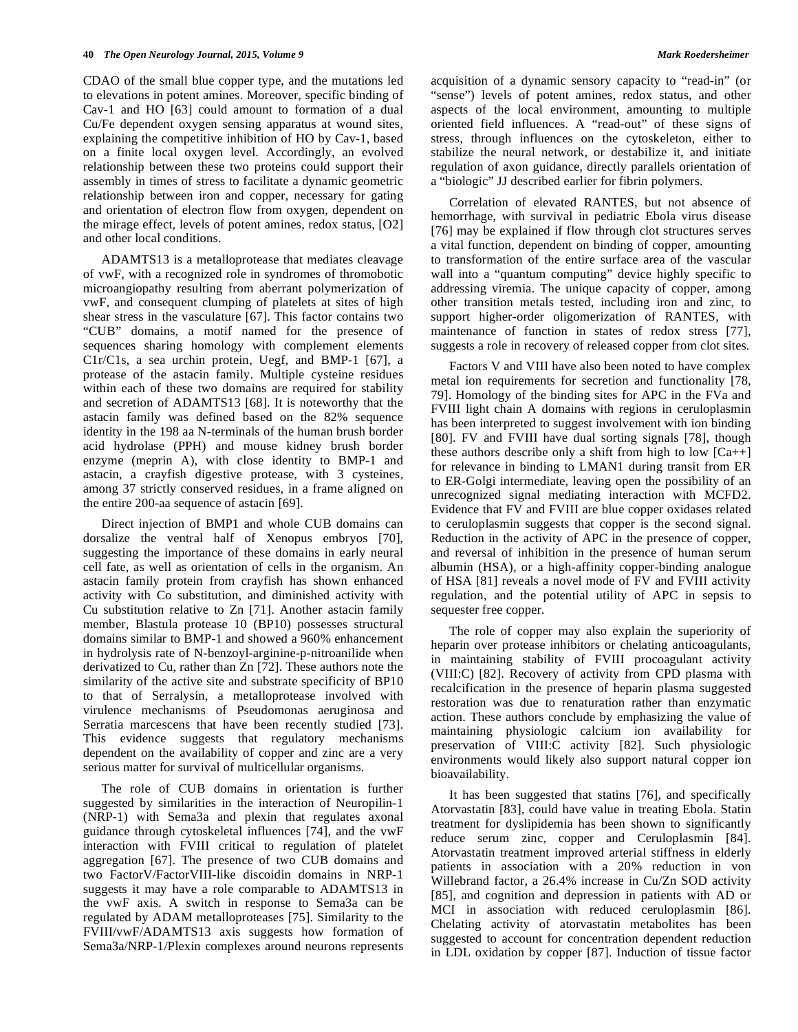CDAO of the small blue copper type, and the mutations led to elevations in potent amines. Moreover, specific binding of Cav-1 and HO [63] could amount to formation of a dual Cu/Fe dependent oxygen sensing apparatus at wound sites, explaining the competitive inhibition of HO by Cav-1, based on a finite local oxygen level. Accordingly, an evolved relationship between these two proteins could support their assembly in times of stress to facilitate a dynamic geometric relationship between iron and copper, necessary for gating and orientation of electron flow from oxygen, dependent on the mirage effect, levels of potent amines, redox status, [O2] and other local conditions.

ADAMTS13 is a metalloprotease that mediates cleavage of vwF, with a recognized role in syndromes of thrombotic microangiopathy resulting from aberrant polymerization of vwF, and consequent clumping of platelets at sites of high shear stress in the vasculature [67]. This factor contains two "CUB" domains, a motif named for the presence of sequences sharing homology with complement elements C1r/C1s, a sea urchin protein, Uegf, and BMP-1 [67], a protease of the astacin family. Multiple cysteine residues within each of these two domains are required for stability and secretion of ADAMTS13 [68]. It is noteworthy that the astacin family was defined based on the 82% sequence identity in the 198 aa N-terminals of the human brush border acid hydrolase (PPH) and mouse kidney brush border enzyme (meprin A), with close identity to BMP-1 and astacin, a crayfish digestive protease, with 3 cysteines, among 37 strictly conserved residues, in a frame aligned on the entire 200-aa sequence of astacin [69].

Direct injection of BMP1 and whole CUB domains can dorsalize the ventral half of Xenopus embryos [70], suggesting the importance of these domains in early neural cell fate, as well as orientation of cells in the organism. An astacin family protein from crayfish has shown enhanced activity with Co substitution, and diminished activity with Cu substitution relative to Zn [71]. Another astacin family member, Blastula protease 10 (BP10) possesses structural domains similar to BMP-1 and showed a 960% enhancement in hydrolysis rate of N-benzoyl-arginine-p-nitroanilide when derivatized to Cu, rather than Zn [72]. These authors note the similarity of the active site and substrate specificity of BP10 to that of Serralysin, a metalloprotease involved with virulence mechanisms of Pseudomonas aeruginosa and Serratia marcescens that have been recently studied [73]. This evidence suggests that regulatory mechanisms dependent on the availability of copper and zinc are a very serious matter for survival of multicellular organisms.

The role of CUB domains in orientation is further suggested by similarities in the interaction of Neuropilin-1 (NRP-1) with Sema3a and plexin that regulates axonal guidance through cytoskeletal influences [74], and the vwF interaction with FVIII critical to regulation of platelet aggregation [67]. The presence of two CUB domains and two FactorV/FactorVIII-like discoidin domains in NRP-1 suggests it may have a role comparable to ADAMTS13 in the vwF axis. A switch in response to Sema3a can be regulated by ADAM metalloproteases [75]. Similarity to the FVIII/vwF/ADAMTS13 axis suggests how formation of Sema3a/NRP-1/Plexin complexes around neurons represents acquisition of a dynamic sensory capacity to "read-in" (or "sense") levels of potent amines, redox status, and other aspects of the local environment, amounting to multiple oriented field influences. A "read-out" of these signs of stress, through influences on the cytoskeleton, either to stabilize the neural network, or destabilize it, and initiate regulation of axon guidance, directly parallels orientation of a "biologic" JJ described earlier for fibrin polymers.

Correlation of elevated RANTES, but not absence of hemorrhage, with survival in pediatric Ebola virus disease [76] may be explained if flow through clot structures serves a vital function, dependent on binding of copper, amounting to transformation of the entire surface area of the vascular wall into a "quantum computing" device highly specific to addressing viremia. The unique capacity of copper, among other transition metals tested, including iron and zinc, to support higher-order oligomerization of RANTES, with maintenance of function in states of redox stress [77], suggests a role in recovery of released copper from clot sites.

Factors V and VIII have also been noted to have complex metal ion requirements for secretion and functionality [78, 79]. Homology of the binding sites for APC in the FVa and FVIII light chain A domains with regions in ceruloplasmin has been interpreted to suggest involvement with ion binding [80]. FV and FVIII have dual sorting signals [78], though these authors describe only a shift from high to low [Ca++] for relevance in binding to LMAN1 during transit from ER to ER-Golgi intermediate, leaving open the possibility of an unrecognized signal mediating interaction with MCFD2. Evidence that FV and FVIII are blue copper oxidases related to ceruloplasmin suggests that copper is the second signal. Reduction in the activity of APC in the presence of copper, and reversal of inhibition in the presence of human serum albumin (HSA), or a high-affinity copper-binding analogue of HSA [81] reveals a novel mode of FV and FVIII activity regulation, and the potential utility of APC in sepsis to sequester free copper.

The role of copper may also explain the superiority of heparin over protease inhibitors or chelating anticoagulants, in maintaining stability of FVIII procoagulant activity (VIII:C) [82]. Recovery of activity from CPD plasma with recalcification in the presence of heparin plasma suggested restoration was due to renaturation rather than enzymatic action. These authors conclude by emphasizing the value of maintaining physiologic calcium ion availability for preservation of VIII:C activity [82]. Such physiologic environments would likely also support natural copper ion bioavailability.

It has been suggested that statins [76], and specifically Atorvastatin [83], could have value in treating Ebola. Statin treatment for dyslipidemia has been shown to significantly reduce serum zinc, copper and Ceruloplasmin [84]. Atorvastatin treatment improved arterial stiffness in elderly patients in association with a 20% reduction in von Willebrand factor, a 26.4% increase in Cu/Zn SOD activity [85], and cognition and depression in patients with AD or MCI in association with reduced ceruloplasmin [86]. Chelating activity of atorvastatin metabolites has been suggested to account for concentration dependent reduction in LDL oxidation by copper [87]. Induction of tissue factor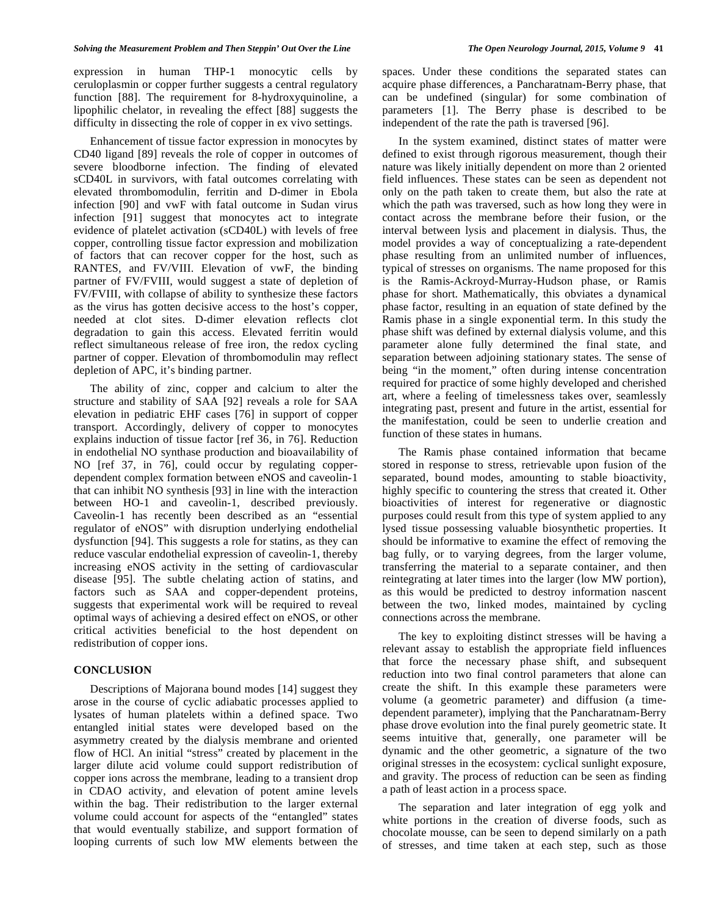expression in human THP-1 monocytic cells by ceruloplasmin or copper further suggests a central regulatory function [88]. The requirement for 8-hydroxyquinoline, a lipophilic chelator, in revealing the effect [88] suggests the difficulty in dissecting the role of copper in ex vivo settings.

Enhancement of tissue factor expression in monocytes by CD40 ligand [89] reveals the role of copper in outcomes of severe bloodborne infection. The finding of elevated sCD40L in survivors, with fatal outcomes correlating with elevated thrombomodulin, ferritin and D-dimer in Ebola infection [90] and vwF with fatal outcome in Sudan virus infection [91] suggest that monocytes act to integrate evidence of platelet activation (sCD40L) with levels of free copper, controlling tissue factor expression and mobilization of factors that can recover copper for the host, such as RANTES, and FV/VIII. Elevation of vwF, the binding partner of FV/FVIII, would suggest a state of depletion of FV/FVIII, with collapse of ability to synthesize these factors as the virus has gotten decisive access to the host's copper, needed at clot sites. D-dimer elevation reflects clot degradation to gain this access. Elevated ferritin would reflect simultaneous release of free iron, the redox cycling partner of copper. Elevation of thrombomodulin may reflect depletion of APC, it's binding partner.

The ability of zinc, copper and calcium to alter the structure and stability of SAA [92] reveals a role for SAA elevation in pediatric EHF cases [76] in support of copper transport. Accordingly, delivery of copper to monocytes explains induction of tissue factor [ref 36, in 76]. Reduction in endothelial NO synthase production and bioavailability of NO [ref 37, in 76], could occur by regulating copper-dependent complex formation between eNOS and caveolin-1 that can inhibit NO synthesis [93] in line with the interaction between HO-1 and caveolin-1, described previously. Caveolin-1 has recently been described as an "essential regulator of eNOS" with disruption underlying endothelial dysfunction [94]. This suggests a role for statins, as they can reduce vascular endothelial expression of caveolin-1, thereby increasing eNOS activity in the setting of cardiovascular disease [95]. The subtle chelating action of statins, and factors such as SAA and copper-dependent proteins, suggests that experimental work will be required to reveal optimal ways of achieving a desired effect on eNOS, or other critical activities beneficial to the host dependent on redistribution of copper ions.

## CONCLUSION

Descriptions of Majorana bound modes [14] suggest they arose in the course of cyclic adiabatic processes applied to lysates of human platelets within a defined space. Two entangled initial states were developed based on the asymmetry created by the dialysis membrane and oriented flow of HCl. An initial "stress" created by placement in the larger dilute acid volume could support redistribution of copper ions across the membrane, leading to a transient drop in CDAO activity, and elevation of potent amine levels within the bag. Their redistribution to the larger external volume could account for aspects of the "entangled" states that would eventually stabilize, and support formation of looping currents of such low MW elements between the spaces. Under these conditions the separated states can acquire phase differences, a Pancharatnam-Berry phase, that can be undefined (singular) for some combination of parameters [1]. The Berry phase is described to be independent of the rate the path is traversed [96].

In the system examined, distinct states of matter were defined to exist through rigorous measurement, though their nature was likely initially dependent on more than 2 oriented field influences. These states can be seen as dependent not only on the path taken to create them, but also the rate at which the path was traversed, such as how long they were in contact across the membrane before their fusion, or the interval between lysis and placement in dialysis. Thus, the model provides a way of conceptualizing a rate-dependent phase resulting from an unlimited number of influences, typical of stresses on organisms. The name proposed for this is the Ramis-Ackroyd-Murray-Hudson phase, or Ramis phase for short. Mathematically, this obviates a dynamical phase factor, resulting in an equation of state defined by the Ramis phase in a single exponential term. In this study the phase shift was defined by external dialysis volume, and this parameter alone fully determined the final state, and separation between adjoining stationary states. The sense of being "in the moment," often during intense concentration required for practice of some highly developed and cherished art, where a feeling of timelessness takes over, seamlessly integrating past, present and future in the artist, essential for the manifestation, could be seen to underlie creation and function of these states in humans.

The Ramis phase contained information that became stored in response to stress, retrievable upon fusion of the separated, bound modes, amounting to stable bioactivity, highly specific to countering the stress that created it. Other bioactivities of interest for regenerative or diagnostic purposes could result from this type of system applied to any lysed tissue possessing valuable biosynthetic properties. It should be informative to examine the effect of removing the bag fully, or to varying degrees, from the larger volume, transferring the material to a separate container, and then reintegrating at later times into the larger (low MW portion), as this would be predicted to destroy information nascent between the two, linked modes, maintained by cycling connections across the membrane.

The key to exploiting distinct stresses will be having a relevant assay to establish the appropriate field influences that force the necessary phase shift, and subsequent reduction into two final control parameters that alone can create the shift. In this example these parameters were volume (a geometric parameter) and diffusion (a time-dependent parameter), implying that the Pancharatnam-Berry phase drove evolution into the final purely geometric state. It seems intuitive that, generally, one parameter will be dynamic and the other geometric, a signature of the two original stresses in the ecosystem: cyclical sunlight exposure, and gravity. The process of reduction can be seen as finding a path of least action in a process space.

The separation and later integration of egg yolk and white portions in the creation of diverse foods, such as chocolate mousse, can be seen to depend similarly on a path of stresses, and time taken at each step, such as those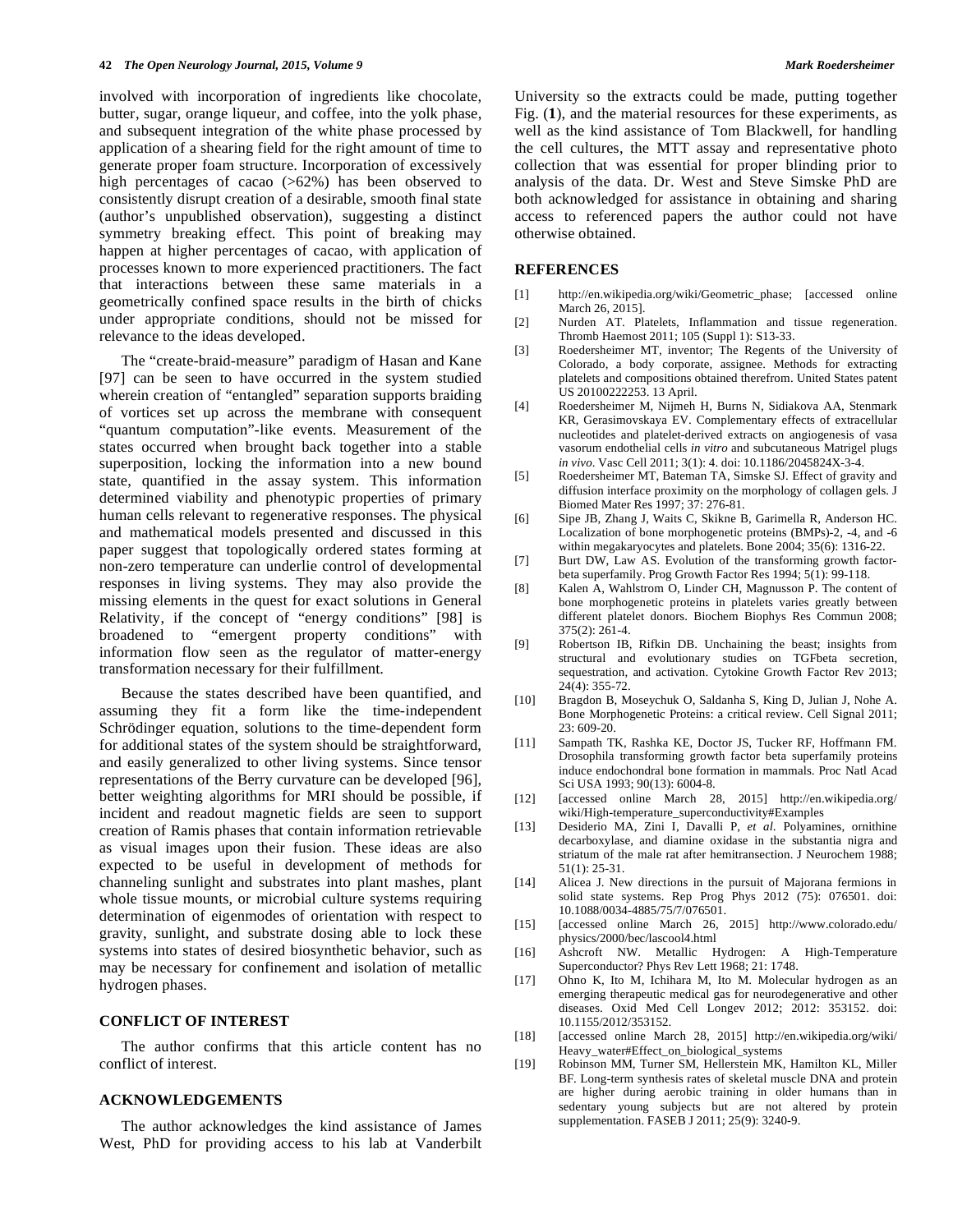involved with incorporation of ingredients like chocolate, butter, sugar, orange liqueur, and coffee, into the yolk phase, and subsequent integration of the white phase processed by application of a shearing field for the right amount of time to generate proper foam structure. Incorporation of excessively high percentages of cacao (>62%) has been observed to consistently disrupt creation of a desirable, smooth final state (author's unpublished observation), suggesting a distinct symmetry breaking effect. This point of breaking may happen at higher percentages of cacao, with application of processes known to more experienced practitioners. The fact that interactions between these same materials in a geometrically confined space results in the birth of chicks under appropriate conditions, should not be missed for relevance to the ideas developed.

The "create-braid-measure" paradigm of Hasan and Kane [97] can be seen to have occurred in the system studied wherein creation of "entangled" separation supports braiding of vortices set up across the membrane with consequent "quantum computation"-like events. Measurement of the states occurred when brought back together into a stable superposition, locking the information into a new bound state, quantified in the assay system. This information determined viability and phenotypic properties of primary human cells relevant to regenerative responses. The physical and mathematical models presented and discussed in this paper suggest that topologically ordered states forming at non-zero temperature can underlie control of developmental responses in living systems. They may also provide the missing elements in the quest for exact solutions in General Relativity, if the concept of "energy conditions" [98] is broadened to "emergent property conditions" with information flow seen as the regulator of matter-energy transformation necessary for their fulfillment.

Because the states described have been quantified, and assuming they fit a form like the time-independent Schrödinger equation, solutions to the time-dependent form for additional states of the system should be straightforward, and easily generalized to other living systems. Since tensor representations of the Berry curvature can be developed [96], better weighting algorithms for MRI should be possible, if incident and readout magnetic fields are seen to support creation of Ramis phases that contain information retrievable as visual images upon their fusion. These ideas are also expected to be useful in development of methods for channeling sunlight and substrates into plant mashes, plant whole tissue mounts, or microbial culture systems requiring determination of eigenmodes of orientation with respect to gravity, sunlight, and substrate dosing able to lock these systems into states of desired biosynthetic behavior, such as may be necessary for confinement and isolation of metallic hydrogen phases.

## CONFLICT OF INTEREST

The author confirms that this article content has no conflict of interest.

## ACKNOWLEDGEMENTS

The author acknowledges the kind assistance of James West, PhD for providing access to his lab at Vanderbilt University so the extracts could be made, putting together Fig. (**1**), and the material resources for these experiments, as well as the kind assistance of Tom Blackwell, for handling the cell cultures, the MTT assay and representative photo collection that was essential for proper blinding prior to analysis of the data. Dr. West and Steve Simske PhD are both acknowledged for assistance in obtaining and sharing access to referenced papers the author could not have otherwise obtained.

## REFERENCES

[1] http://en.wikipedia.org/wiki/Geometric_phase; [accessed online March 26, 2015].

[2] Nurden AT. Platelets, Inflammation and tissue regeneration. Thromb Haemost 2011; 105 (Suppl 1): S13-33.

[3] Roedersheimer MT, inventor; The Regents of the University of Colorado, a body corporate, assignee. Methods for extracting platelets and compositions obtained therefrom. United States patent US 20100222253. 13 April.

[4] Roedersheimer M, Nijmeh H, Burns N, Sidiakova AA, Stenmark KR, Gerasimovskaya EV. Complementary effects of extracellular nucleotides and platelet-derived extracts on angiogenesis of vasa vasorum endothelial cells *in vitro* and subcutaneous Matrigel plugs *in vivo*. Vasc Cell 2011; 3(1): 4. doi: 10.1186/2045824X-3-4.

[5] Roedersheimer MT, Bateman TA, Simske SJ. Effect of gravity and diffusion interface proximity on the morphology of collagen gels. J Biomed Mater Res 1997; 37: 276-81.

[6] Sipe JB, Zhang J, Waits C, Skikne B, Garimella R, Anderson HC. Localization of bone morphogenetic proteins (BMPs)-2, -4, and -6 within megakaryocytes and platelets. Bone 2004; 35(6): 1316-22.

[7] Burt DW, Law AS. Evolution of the transforming growth factor-beta superfamily. Prog Growth Factor Res 1994; 5(1): 99-118.

[8] Kalen A, Wahlstrom O, Linder CH, Magnusson P. The content of bone morphogenetic proteins in platelets varies greatly between different platelet donors. Biochem Biophys Res Commun 2008; 375(2): 261-4.

[9] Robertson IB, Rifkin DB. Unchaining the beast; insights from structural and evolutionary studies on TGFbeta secretion, sequestration, and activation. Cytokine Growth Factor Rev 2013; 24(4): 355-72.

[10] Bragdon B, Moseychuk O, Saldanha S, King D, Julian J, Nohe A. Bone Morphogenetic Proteins: a critical review. Cell Signal 2011; 23: 609-20.

[11] Sampath TK, Rashka KE, Doctor JS, Tucker RF, Hoffmann FM. Drosophila transforming growth factor beta superfamily proteins induce endochondral bone formation in mammals. Proc Natl Acad Sci USA 1993; 90(13): 6004-8.

[12] [accessed online March 28, 2015] http://en.wikipedia.org/wiki/High-temperature_superconductivity#Examples

[13] Desiderio MA, Zini I, Davalli P, *et al.* Polyamines, ornithine decarboxylase, and diamine oxidase in the substantia nigra and striatum of the male rat after hemitransection. J Neurochem 1988; 51(1): 25-31.

[14] Alicea J. New directions in the pursuit of Majorana fermions in solid state systems. Rep Prog Phys 2012 (75): 076501. doi: 10.1088/0034-4885/75/7/076501.

[15] [accessed online March 26, 2015] http://www.colorado.edu/physics/2000/bec/lascool4.html

[16] Ashcroft NW. Metallic Hydrogen: A High-Temperature Superconductor? Phys Rev Lett 1968; 21: 1748.

[17] Ohno K, Ito M, Ichihara M, Ito M. Molecular hydrogen as an emerging therapeutic medical gas for neurodegenerative and other diseases. Oxid Med Cell Longev 2012; 2012: 353152. doi: 10.1155/2012/353152.

[18] [accessed online March 28, 2015] http://en.wikipedia.org/wiki/Heavy_water#Effect_on_biological_systems

[19] Robinson MM, Turner SM, Hellerstein MK, Hamilton KL, Miller BF. Long-term synthesis rates of skeletal muscle DNA and protein are higher during aerobic training in older humans than in sedentary young subjects but are not altered by protein supplementation. FASEB J 2011; 25(9): 3240-9.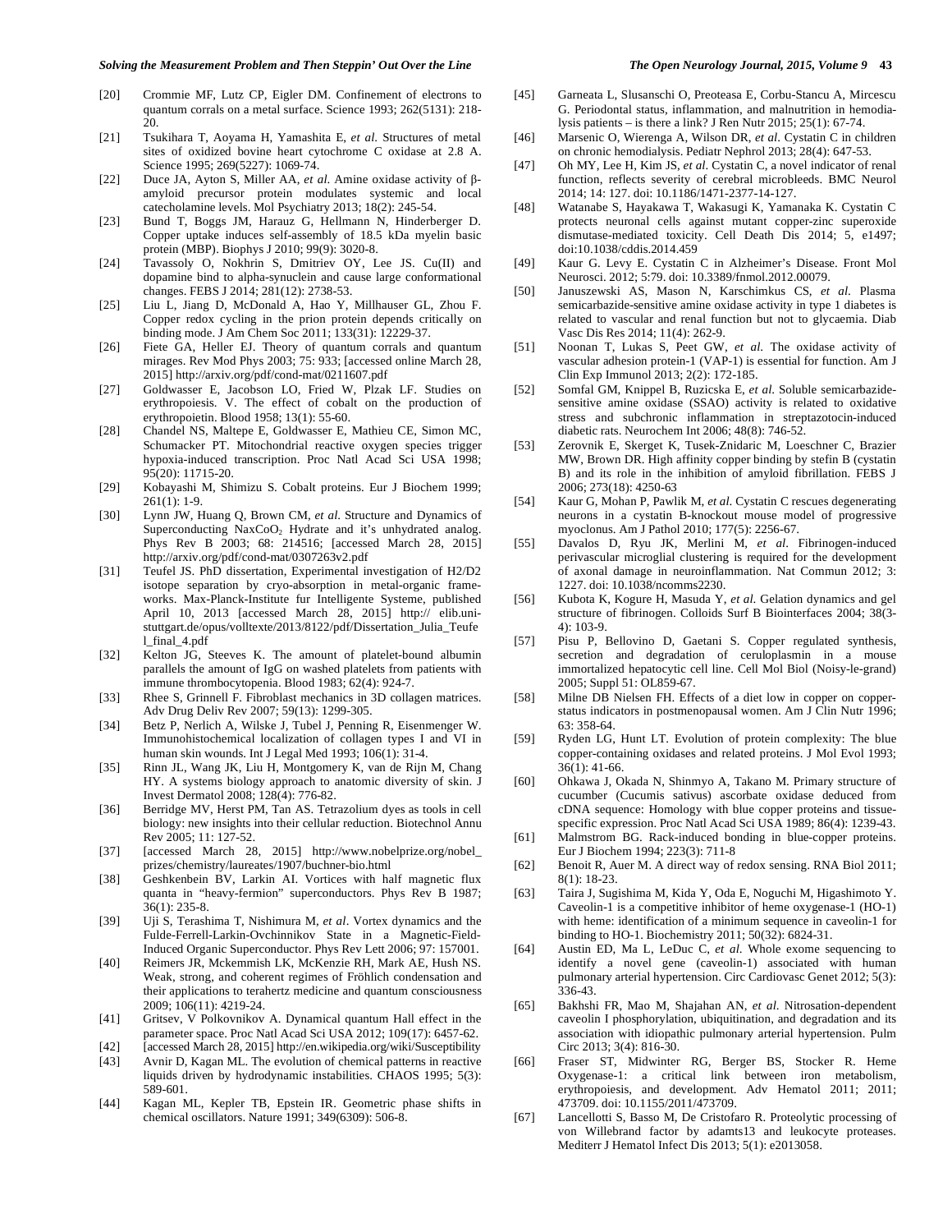[20] Crommie MF, Lutz CP, Eigler DM. Confinement of electrons to quantum corrals on a metal surface. Science 1993; 262(5131): 218-20.

[21] Tsukihara T, Aoyama H, Yamashita E, *et al.* Structures of metal sites of oxidized bovine heart cytochrome C oxidase at 2.8 A. Science 1995; 269(5227): 1069-74.

[22] Duce JA, Ayton S, Miller AA, *et al.* Amine oxidase activity of β-amyloid precursor protein modulates systemic and local catecholamine levels. Mol Psychiatry 2013; 18(2): 245-54.

[23] Bund T, Boggs JM, Harauz G, Hellmann N, Hinderberger D. Copper uptake induces self-assembly of 18.5 kDa myelin basic protein (MBP). Biophys J 2010; 99(9): 3020-8.

[24] Tavassoly O, Nokhrin S, Dmitriev OY, Lee JS. Cu(II) and dopamine bind to alpha-synuclein and cause large conformational changes. FEBS J 2014; 281(12): 2738-53.

[25] Liu L, Jiang D, McDonald A, Hao Y, Millhauser GL, Zhou F. Copper redox cycling in the prion protein depends critically on binding mode. J Am Chem Soc 2011; 133(31): 12229-37.

[26] Fiete GA, Heller EJ. Theory of quantum corrals and quantum mirages. Rev Mod Phys 2003; 75: 933; [accessed online March 28, 2015] http://arxiv.org/pdf/cond-mat/0211607.pdf

[27] Goldwasser E, Jacobson LO, Fried W, Plzak LF. Studies on erythropoiesis. V. The effect of cobalt on the production of erythropoietin. Blood 1958; 13(1): 55-60.

[28] Chandel NS, Maltepe E, Goldwasser E, Mathieu CE, Simon MC, Schumacker PT. Mitochondrial reactive oxygen species trigger hypoxia-induced transcription. Proc Natl Acad Sci USA 1998; 95(20): 11715-20.

[29] Kobayashi M, Shimizu S. Cobalt proteins. Eur J Biochem 1999; 261(1): 1-9.

[30] Lynn JW, Huang Q, Brown CM, *et al.* Structure and Dynamics of Superconducting $NaxCoO_2$ Hydrate and it's unhydrated analog. Phys Rev B 2003; 68: 214516; [accessed March 28, 2015] http://arxiv.org/pdf/cond-mat/0307263v2.pdf

[31] Teufel JS. PhD dissertation, Experimental investigation of H2/D2 isotope separation by cryo-absorption in metal-organic frameworks. Max-Planck-Institute fur Intelligente Systeme, published April 10, 2013 [accessed March 28, 2015] http:// elib.uni-stuttgart.de/opus/volltexte/2013/8122/pdf/Dissertation_Julia_Teufel_final_4.pdf

[32] Kelton JG, Steeves K. The amount of platelet-bound albumin parallels the amount of IgG on washed platelets from patients with immune thrombocytopenia. Blood 1983; 62(4): 924-7.

[33] Rhee S, Grinnell F. Fibroblast mechanics in 3D collagen matrices. Adv Drug Deliv Rev 2007; 59(13): 1299-305.

[34] Betz P, Nerlich A, Wilske J, Tubel J, Penning R, Eisenmenger W. Immunohistochemical localization of collagen types I and VI in human skin wounds. Int J Legal Med 1993; 106(1): 31-4.

[35] Rinn JL, Wang JK, Liu H, Montgomery K, van de Rijn M, Chang HY. A systems biology approach to anatomic diversity of skin. J Invest Dermatol 2008; 128(4): 776-82.

[36] Berridge MV, Herst PM, Tan AS. Tetrazolium dyes as tools in cell biology: new insights into their cellular reduction. Biotechnol Annu Rev 2005; 11: 127-52.

[37] [accessed March 28, 2015] http://www.nobelprize.org/nobel_prizes/chemistry/laureates/1907/buchner-bio.html

[38] Geshkenbein BV, Larkin AI. Vortices with half magnetic flux quanta in "heavy-fermion" superconductors. Phys Rev B 1987; 36(1): 235-8.

[39] Uji S, Terashima T, Nishimura M, *et al*. Vortex dynamics and the Fulde-Ferrell-Larkin-Ovchinnikov State in a Magnetic-Field-Induced Organic Superconductor. Phys Rev Lett 2006; 97: 157001.

[40] Reimers JR, Mckemmish LK, McKenzie RH, Mark AE, Hush NS. Weak, strong, and coherent regimes of Fröhlich condensation and their applications to terahertz medicine and quantum consciousness 2009; 106(11): 4219-24.

[41] Gritsev, V Polkovnikov A. Dynamical quantum Hall effect in the parameter space. Proc Natl Acad Sci USA 2012; 109(17): 6457-62.

[42] [accessed March 28, 2015] http://en.wikipedia.org/wiki/Susceptibility

[43] Avnir D, Kagan ML. The evolution of chemical patterns in reactive liquids driven by hydrodynamic instabilities. CHAOS 1995; 5(3): 589-601.

[44] Kagan ML, Kepler TB, Epstein IR. Geometric phase shifts in chemical oscillators. Nature 1991; 349(6309): 506-8.

[45] Garneata L, Slusanschi O, Preoteasa E, Corbu-Stancu A, Mircescu G. Periodontal status, inflammation, and malnutrition in hemodialysis patients – is there a link? J Ren Nutr 2015; 25(1): 67-74.

[46] Marsenic O, Wierenga A, Wilson DR, *et al.* Cystatin C in children on chronic hemodialysis. Pediatr Nephrol 2013; 28(4): 647-53.

[47] Oh MY, Lee H, Kim JS, *et al.* Cystatin C, a novel indicator of renal function, reflects severity of cerebral microbleeds. BMC Neurol 2014; 14: 127. doi: 10.1186/1471-2377-14-127.

[48] Watanabe S, Hayakawa T, Wakasugi K, Yamanaka K. Cystatin C protects neuronal cells against mutant copper-zinc superoxide dismutase-mediated toxicity. Cell Death Dis 2014; 5, e1497; doi:10.1038/cddis.2014.459

[49] Kaur G. Levy E. Cystatin C in Alzheimer's Disease. Front Mol Neurosci. 2012; 5:79. doi: 10.3389/fnmol.2012.00079.

[50] Januszewski AS, Mason N, Karschimkus CS, *et al.* Plasma semicarbazide-sensitive amine oxidase activity in type 1 diabetes is related to vascular and renal function but not to glycaemia. Diab Vasc Dis Res 2014; 11(4): 262-9.

[51] Noonan T, Lukas S, Peet GW, *et al.* The oxidase activity of vascular adhesion protein-1 (VAP-1) is essential for function. Am J Clin Exp Immunol 2013; 2(2): 172-185.

[52] Somfal GM, Knippel B, Ruzicska E, *et al.* Soluble semicarbazide-sensitive amine oxidase (SSAO) activity is related to oxidative stress and subchronic inflammation in streptazotocin-induced diabetic rats. Neurochem Int 2006; 48(8): 746-52.

[53] Zerovnik E, Skerget K, Tusek-Znidaric M, Loeschner C, Brazier MW, Brown DR. High affinity copper binding by stefin B (cystatin B) and its role in the inhibition of amyloid fibrillation. FEBS J 2006; 273(18): 4250-63

[54] Kaur G, Mohan P, Pawlik M, *et al.* Cystatin C rescues degenerating neurons in a cystatin B-knockout mouse model of progressive myoclonus. Am J Pathol 2010; 177(5): 2256-67.

[55] Davalos D, Ryu JK, Merlini M, *et al*. Fibrinogen-induced perivascular microglial clustering is required for the development of axonal damage in neuroinflammation. Nat Commun 2012; 3: 1227. doi: 10.1038/ncomms2230.

[56] Kubota K, Kogure H, Masuda Y, *et al.* Gelation dynamics and gel structure of fibrinogen. Colloids Surf B Biointerfaces 2004; 38(3-4): 103-9.

[57] Pisu P, Bellovino D, Gaetani S. Copper regulated synthesis, secretion and degradation of ceruloplasmin in a mouse immortalized hepatocyte cell line. Cell Mol Biol (Noisy-le-grand) 2005; Suppl 51: OL859-67.

[58] Milne DB Nielsen FH. Effects of a diet low in copper on copper-status indicators in postmenopausal women. Am J Clin Nutr 1996; 63: 358-64.

[59] Ryden LG, Hunt LT. Evolution of protein complexity: The blue copper-containing oxidases and related proteins. J Mol Evol 1993; 36(1): 41-66.

[60] Ohkawa J, Okada N, Shinmyo A, Takano M. Primary structure of cucumber (Cucumis sativus) ascorbate oxidase deduced from cDNA sequence: Homology with blue copper proteins and tissue-specific expression. Proc Natl Acad Sci USA 1989; 86(4): 1239-43.

[61] Malmstrom BG. Rack-induced bonding in blue-copper proteins. Eur J Biochem 1994; 223(3): 711-8

[62] Benoit R, Auer M. A direct way of redox sensing. RNA Biol 2011; 8(1): 18-23.

[63] Taira J, Sugishima M, Kida Y, Oda E, Noguchi M, Higashimoto Y. Caveolin-1 is a competitive inhibitor of heme oxygenase-1 (HO-1) with heme: identification of a minimum sequence in caveolin-1 for binding to HO-1. Biochemistry 2011; 50(32): 6824-31.

[64] Austin ED, Ma L, LeDuc C, *et al.* Whole exome sequencing to identify a novel gene (caveolin-1) associated with human pulmonary arterial hypertension. Circ Cardiovasc Genet 2012; 5(3): 336-43.

[65] Bakhshi FR, Mao M, Shajahan AN, *et al.* Nitrosation-dependent caveolin I phosphorylation, ubiquitination, and degradation and its association with idiopathic pulmonary arterial hypertension. Pulm Circ 2013; 3(4): 816-30.

[66] Fraser ST, Midwinter RG, Berger BS, Stocker R. Heme Oxygenase-1: a critical link between iron metabolism, erythropoiesis, and development. Adv Hematol 2011; 2011; 473709. doi: 10.1155/2011/473709.

[67] Lancellotti S, Basso M, De Cristofaro R. Proteolytic processing of von Willebrand factor by adamts13 and leukocyte proteases. Mediterr J Hematol Infect Dis 2013; 5(1): e2013058.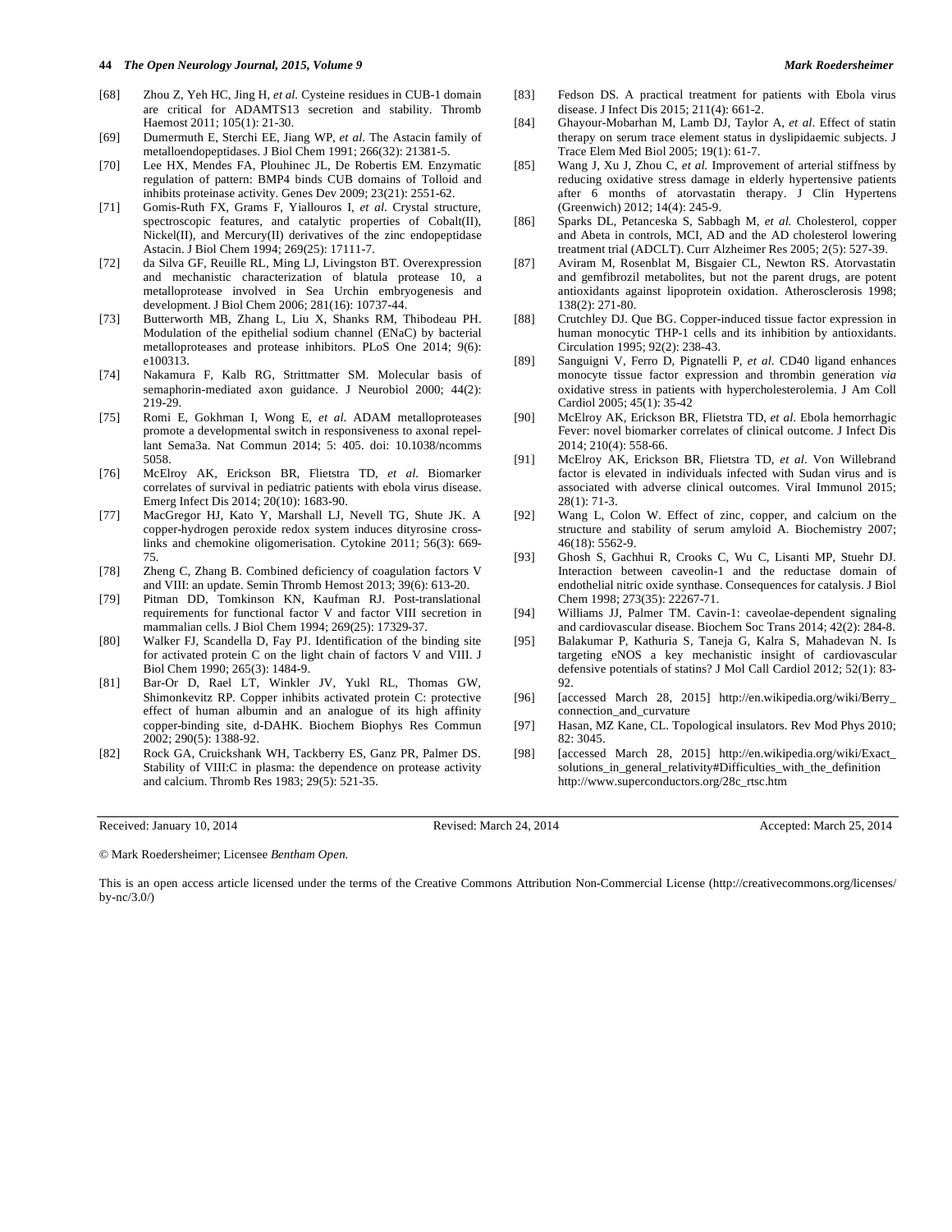[68] Zhou Z, Yeh HC, Jing H, *et al.* Cysteine residues in CUB-1 domain are critical for ADAMTS13 secretion and stability. Thromb Haemost 2011; 105(1): 21-30.

[69] Dumermuth E, Sterchi EE, Jiang WP, *et al.* The Astacin family of metalloendopeptidases. J Biol Chem 1991; 266(32): 21381-5.

[70] Lee HX, Mendes FA, Plouhinec JL, De Robertis EM. Enzymatic regulation of pattern: BMP4 binds CUB domains of Tolloid and inhibits proteinase activity. Genes Dev 2009; 23(21): 2551-62.

[71] Gomis-Ruth FX, Grams F, Yiallouros I, *et al.* Crystal structure, spectroscopic features, and catalytic properties of Cobalt(II), Nickel(II), and Mercury(II) derivatives of the zinc endopeptidase Astacin. J Biol Chem 1994; 269(25): 17111-7.

[72] da Silva GF, Reuille RL, Ming LJ, Livingston BT. Overexpression and mechanistic characterization of blatula protease 10, a metalloprotease involved in Sea Urchin embryogenesis and development. J Biol Chem 2006; 281(16): 10737-44.

[73] Butterworth MB, Zhang L, Liu X, Shanks RM, Thibodeau PH. Modulation of the epithelial sodium channel (ENaC) by bacterial metalloproteases and protease inhibitors. PLoS One 2014; 9(6): e100313.

[74] Nakamura F, Kalb RG, Strittmatter SM. Molecular basis of semaphorin-mediated axon guidance. J Neurobiol 2000; 44(2): 219-29.

[75] Romi E, Gokhman I, Wong E, *et al.* ADAM metalloproteases promote a developmental switch in responsiveness to axonal repellant Sema3a. Nat Commun 2014; 5: 405. doi: 10.1038/ncomms 5058.

[76] McElroy AK, Erickson BR, Flietstra TD, *et al.* Biomarker correlates of survival in pediatric patients with ebola virus disease. Emerg Infect Dis 2014; 20(10): 1683-90.

[77] MacGregor HJ, Kato Y, Marshall LJ, Nevell TG, Shute JK. A copper-hydrogen peroxide redox system induces dityrosine cross-links and chemokine oligomerisation. Cytokine 2011; 56(3): 669-75.

[78] Zheng C, Zhang B. Combined deficiency of coagulation factors V and VIII: an update. Semin Thromb Hemost 2013; 39(6): 613-20.

[79] Pitman DD, Tomkinson KN, Kaufman RJ. Post-translational requirements for functional factor V and factor VIII secretion in mammalian cells. J Biol Chem 1994; 269(25): 17329-37.

[80] Walker FJ, Scandella D, Fay PJ. Identification of the binding site for activated protein C on the light chain of factors V and VIII. J Biol Chem 1990; 265(3): 1484-9.

[81] Bar-Or D, Rael LT, Winkler JV, Yukl RL, Thomas GW, Shimonkevitz RP. Copper inhibits activated protein C: protective effect of human albumin and an analogue of its high affinity copper-binding site, d-DAHK. Biochem Biophys Res Commun 2002; 290(5): 1388-92.

[82] Rock GA, Cruickshank WH, Tackberry ES, Ganz PR, Palmer DS. Stability of VIII:C in plasma: the dependence on protease activity and calcium. Thromb Res 1983; 29(5): 521-35.

[83] Fedson DS. A practical treatment for patients with Ebola virus disease. J Infect Dis 2015; 211(4): 661-2.

[84] Ghayour-Mobarhan M, Lamb DJ, Taylor A, *et al.* Effect of statin therapy on serum trace element status in dyslipidaemic subjects. J Trace Elem Med Biol 2005; 19(1): 61-7.

[85] Wang J, Xu J, Zhou C, *et al.* Improvement of arterial stiffness by reducing oxidative stress damage in elderly hypertensive patients after 6 months of atorvastatin therapy. J Clin Hypertens (Greenwich) 2012; 14(4): 245-9.

[86] Sparks DL, Petanceska S, Sabbagh M, *et al.* Cholesterol, copper and Abeta in controls, MCI, AD and the AD cholesterol lowering treatment trial (ADCLT). Curr Alzheimer Res 2005; 2(5): 527-39.

[87] Aviram M, Rosenblat M, Bisgaier CL, Newton RS. Atorvastatin and gemfibrozil metabolites, but not the parent drugs, are potent antioxidants against lipoprotein oxidation. Atherosclerosis 1998; 138(2): 271-80.

[88] Crutchley DJ. Que BG. Copper-induced tissue factor expression in human monocytic THP-1 cells and its inhibition by antioxidants. Circulation 1995; 92(2): 238-43.

[89] Sanguigni V, Ferro D, Pignatelli P, *et al.* CD40 ligand enhances monocyte tissue factor expression and thrombin generation *via* oxidative stress in patients with hypercholesterolemia. J Am Coll Cardiol 2005; 45(1): 35-42

[90] McElroy AK, Erickson BR, Flietstra TD, *et al.* Ebola hemorrhagic Fever: novel biomarker correlates of clinical outcome. J Infect Dis 2014; 210(4): 558-66.

[91] McElroy AK, Erickson BR, Flietstra TD, *et al*. Von Willebrand factor is elevated in individuals infected with Sudan virus and is associated with adverse clinical outcomes. Viral Immunol 2015; 28(1): 71-3.

[92] Wang L, Colon W. Effect of zinc, copper, and calcium on the structure and stability of serum amyloid A. Biochemistry 2007; 46(18): 5562-9.

[93] Ghosh S, Gachhui R, Crooks C, Wu C, Lisanti MP, Stuehr DJ. Interaction between caveolin-1 and the reductase domain of endothelial nitric oxide synthase. Consequences for catalysis. J Biol Chem 1998; 273(35): 22267-71.

[94] Williams JJ, Palmer TM. Cavin-1: caveolae-dependent signaling and cardiovascular disease. Biochem Soc Trans 2014; 42(2): 284-8.

[95] Balakumar P, Kathuria S, Taneja G, Kalra S, Mahadevan N. Is targeting eNOS a key mechanistic insight of cardiovascular defensive potentials of statins? J Mol Call Cardiol 2012; 52(1): 83-92.

[96] [accessed March 28, 2015] http://en.wikipedia.org/wiki/Berry_connection_and_curvature

[97] Hasan, MZ Kane, CL. Topological insulators. Rev Mod Phys 2010; 82: 3045.

[98] [accessed March 28, 2015] http://en.wikipedia.org/wiki/Exact_solutions_in_general_relativity#Difficulties_with_the_definition http://www.superconductors.org/28c_rtsc.htm

Received: January 10, 2014 Revised: March 24, 2014 Accepted: March 25, 2014

© Mark Roedersheimer; Licensee *Bentham Open.*

This is an open access article licensed under the terms of the Creative Commons Attribution Non-Commercial License (http://creativecommons.org/licenses/by-nc/3.0/)